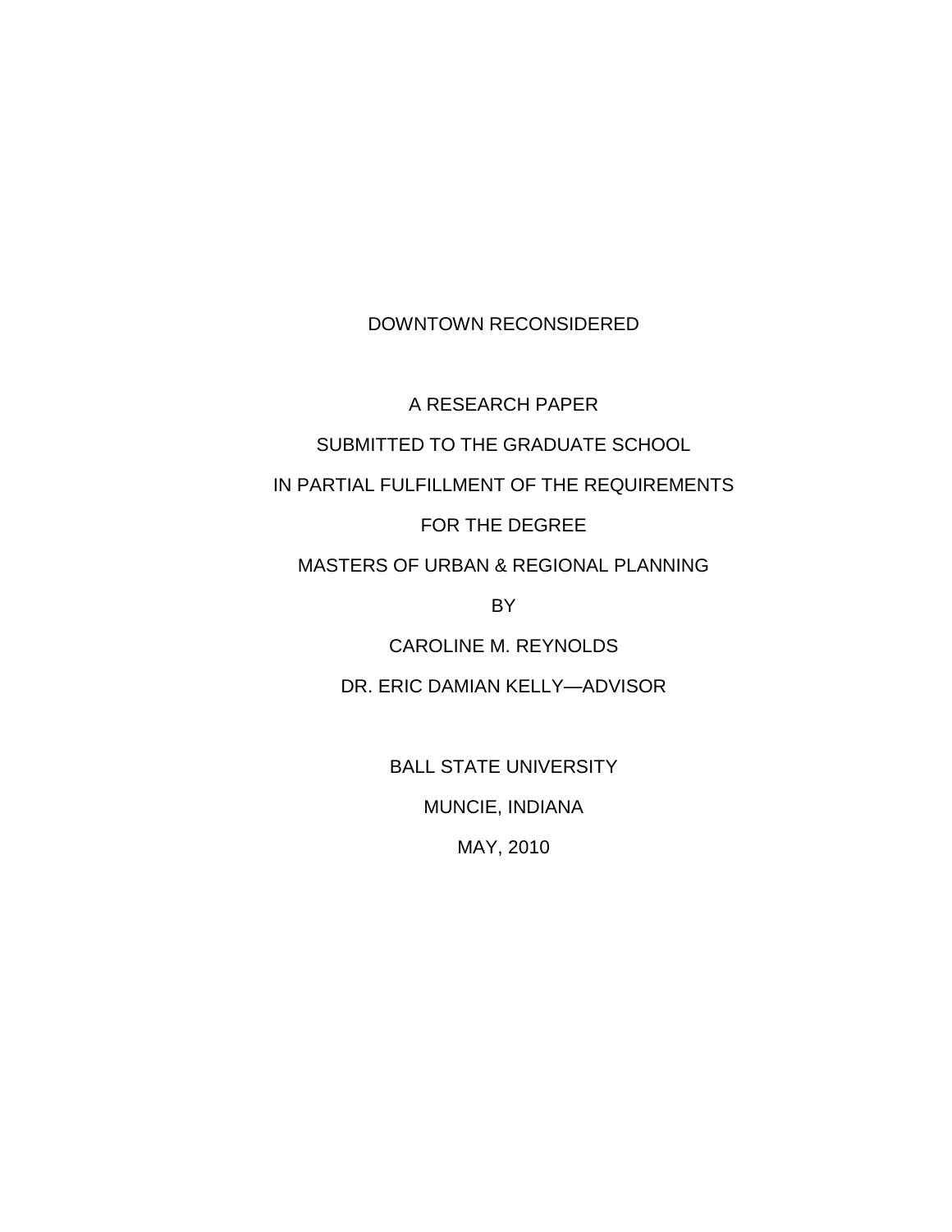# DOWNTOWN RECONSIDERED

A RESEARCH PAPER

SUBMITTED TO THE GRADUATE SCHOOL

IN PARTIAL FULFILLMENT OF THE REQUIREMENTS

FOR THE DEGREE

MASTERS OF URBAN & REGIONAL PLANNING

BY

CAROLINE M. REYNOLDS

DR. ERIC DAMIAN KELLY—ADVISOR

BALL STATE UNIVERSITY

MUNCIE, INDIANA

MAY, 2010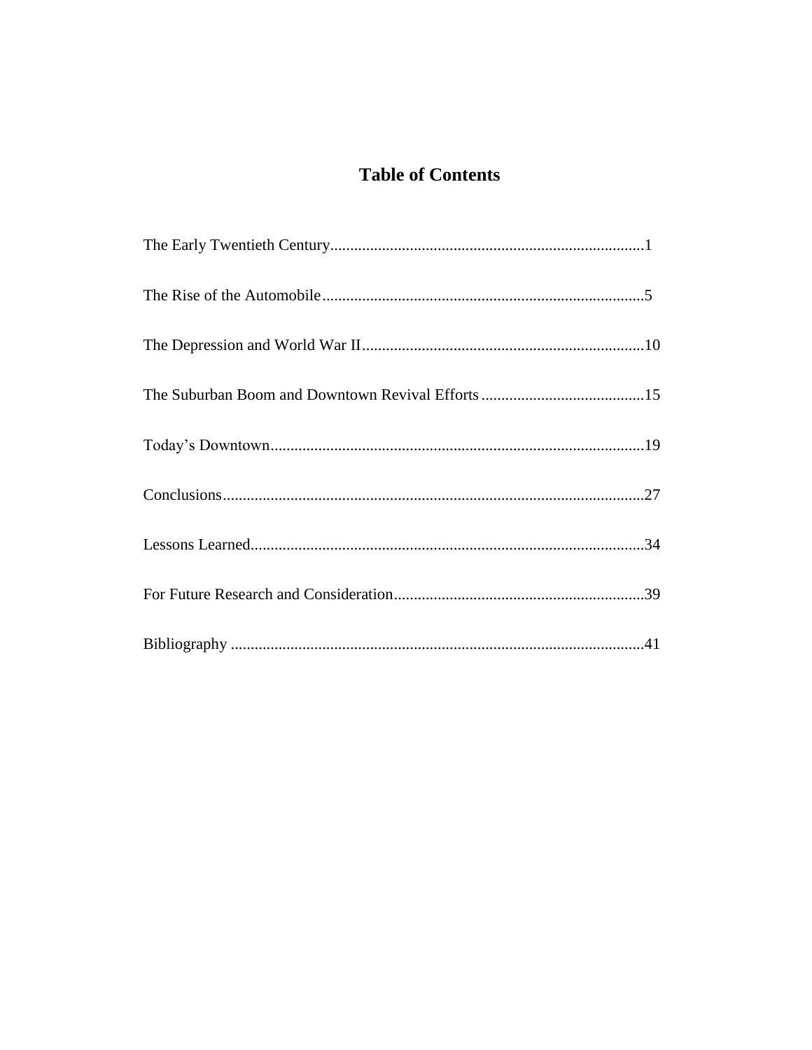# Table of Contents

The Early Twentieth Century..............................................................................1

The Rise of the Automobile................................................................................5

The Depression and World War II.......................................................................10

The Suburban Boom and Downtown Revival Efforts.........................................15

Today's Downtown.............................................................................................19

Conclusions.........................................................................................................27

Lessons Learned..................................................................................................34

For Future Research and Consideration..............................................................39

Bibliography .......................................................................................................41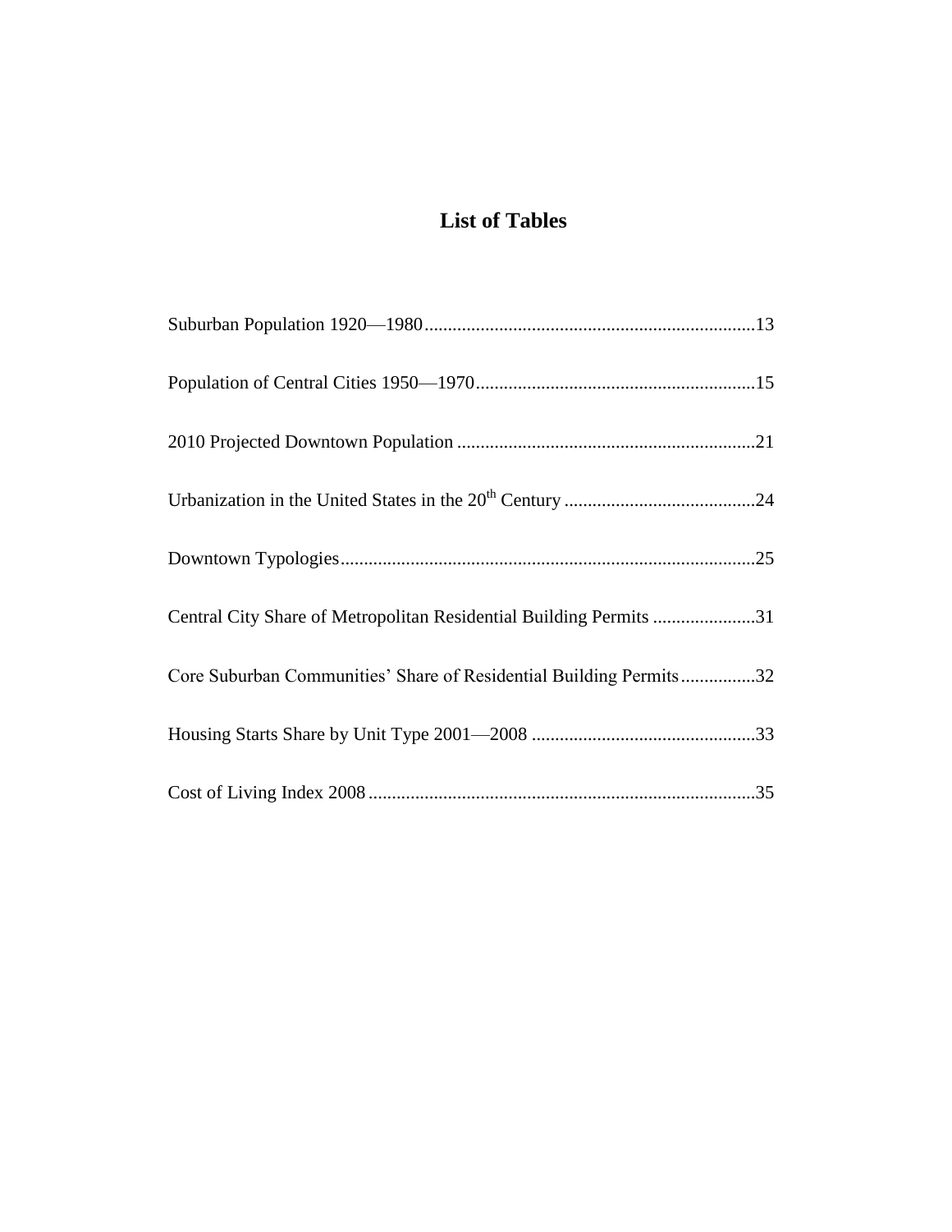# List of Tables

Suburban Population 1920—1980......................................................................13

Population of Central Cities 1950—1970...........................................................15

2010 Projected Downtown Population ...............................................................21

Urbanization in the United States in the 20th Century .........................................24

Downtown Typologies........................................................................................25

Central City Share of Metropolitan Residential Building Permits ......................31

Core Suburban Communities' Share of Residential Building Permits................32

Housing Starts Share by Unit Type 2001—2008 ...............................................33

Cost of Living Index 2008..................................................................................35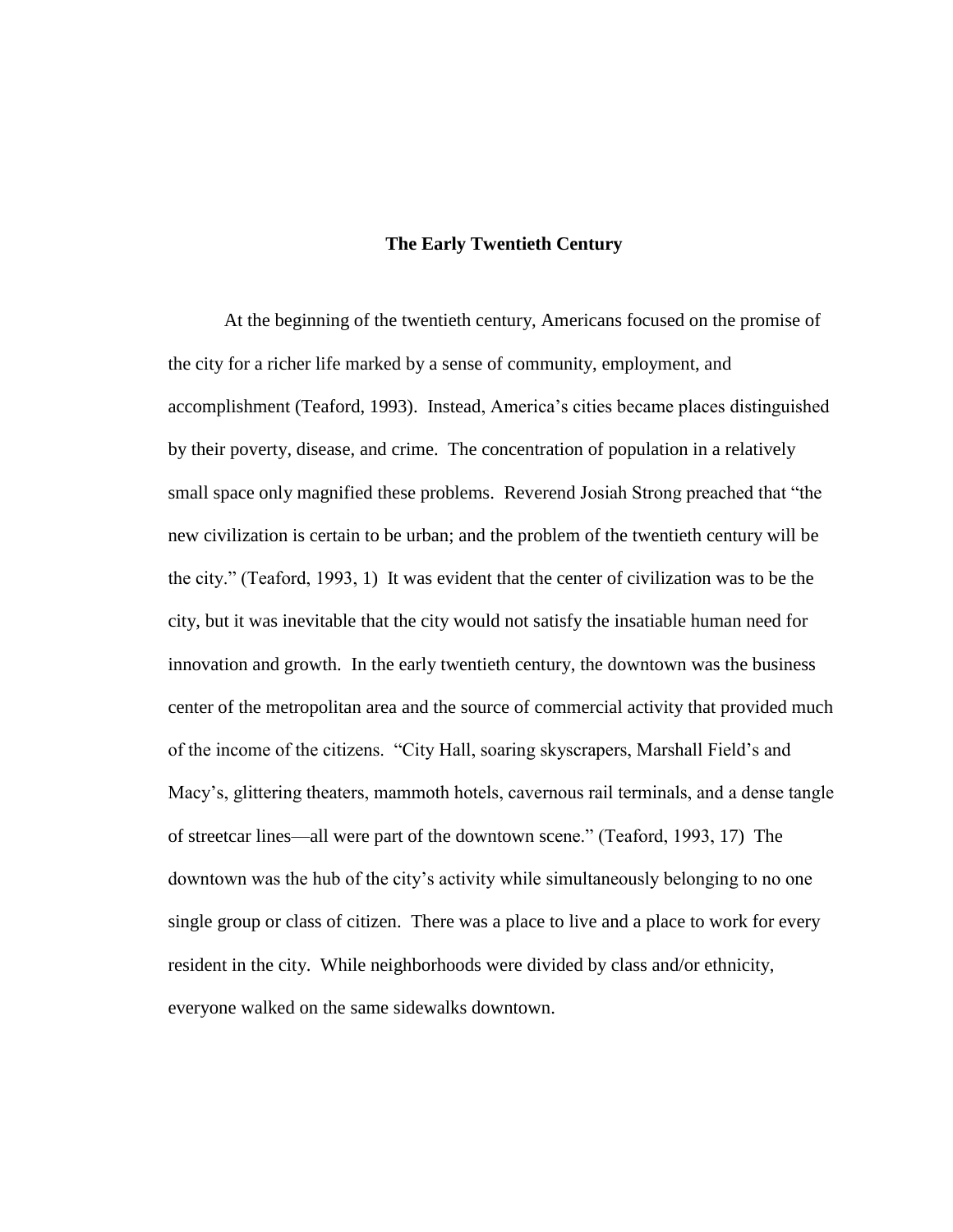## The Early Twentieth Century

At the beginning of the twentieth century, Americans focused on the promise of the city for a richer life marked by a sense of community, employment, and accomplishment (Teaford, 1993). Instead, America's cities became places distinguished by their poverty, disease, and crime. The concentration of population in a relatively small space only magnified these problems. Reverend Josiah Strong preached that "the new civilization is certain to be urban; and the problem of the twentieth century will be the city." (Teaford, 1993, 1) It was evident that the center of civilization was to be the city, but it was inevitable that the city would not satisfy the insatiable human need for innovation and growth. In the early twentieth century, the downtown was the business center of the metropolitan area and the source of commercial activity that provided much of the income of the citizens. "City Hall, soaring skyscrapers, Marshall Field's and Macy's, glittering theaters, mammoth hotels, cavernous rail terminals, and a dense tangle of streetcar lines—all were part of the downtown scene." (Teaford, 1993, 17) The downtown was the hub of the city's activity while simultaneously belonging to no one single group or class of citizen. There was a place to live and a place to work for every resident in the city. While neighborhoods were divided by class and/or ethnicity, everyone walked on the same sidewalks downtown.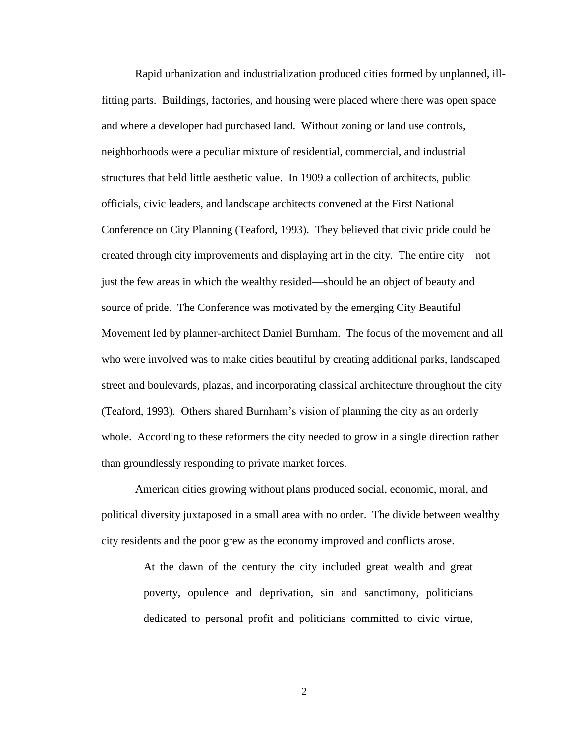Rapid urbanization and industrialization produced cities formed by unplanned, ill-fitting parts. Buildings, factories, and housing were placed where there was open space and where a developer had purchased land. Without zoning or land use controls, neighborhoods were a peculiar mixture of residential, commercial, and industrial structures that held little aesthetic value. In 1909 a collection of architects, public officials, civic leaders, and landscape architects convened at the First National Conference on City Planning (Teaford, 1993). They believed that civic pride could be created through city improvements and displaying art in the city. The entire city—not just the few areas in which the wealthy resided—should be an object of beauty and source of pride. The Conference was motivated by the emerging City Beautiful Movement led by planner-architect Daniel Burnham. The focus of the movement and all who were involved was to make cities beautiful by creating additional parks, landscaped street and boulevards, plazas, and incorporating classical architecture throughout the city (Teaford, 1993). Others shared Burnham's vision of planning the city as an orderly whole. According to these reformers the city needed to grow in a single direction rather than groundlessly responding to private market forces.

American cities growing without plans produced social, economic, moral, and political diversity juxtaposed in a small area with no order. The divide between wealthy city residents and the poor grew as the economy improved and conflicts arose.

> At the dawn of the century the city included great wealth and great poverty, opulence and deprivation, sin and sanctimony, politicians dedicated to personal profit and politicians committed to civic virtue,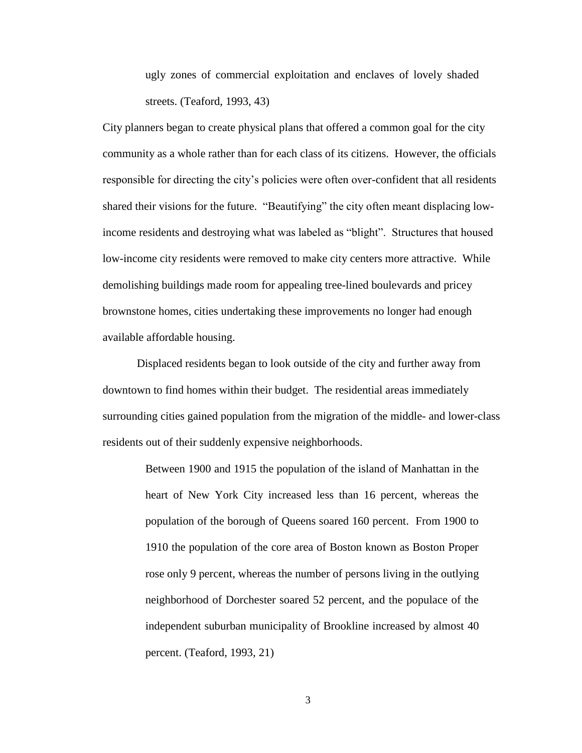> ugly zones of commercial exploitation and enclaves of lovely shaded streets. (Teaford, 1993, 43)

City planners began to create physical plans that offered a common goal for the city community as a whole rather than for each class of its citizens. However, the officials responsible for directing the city's policies were often over-confident that all residents shared their visions for the future. "Beautifying" the city often meant displacing low-income residents and destroying what was labeled as "blight". Structures that housed low-income city residents were removed to make city centers more attractive. While demolishing buildings made room for appealing tree-lined boulevards and pricey brownstone homes, cities undertaking these improvements no longer had enough available affordable housing.

Displaced residents began to look outside of the city and further away from downtown to find homes within their budget. The residential areas immediately surrounding cities gained population from the migration of the middle- and lower-class residents out of their suddenly expensive neighborhoods.

> Between 1900 and 1915 the population of the island of Manhattan in the heart of New York City increased less than 16 percent, whereas the population of the borough of Queens soared 160 percent. From 1900 to 1910 the population of the core area of Boston known as Boston Proper rose only 9 percent, whereas the number of persons living in the outlying neighborhood of Dorchester soared 52 percent, and the populace of the independent suburban municipality of Brookline increased by almost 40 percent. (Teaford, 1993, 21)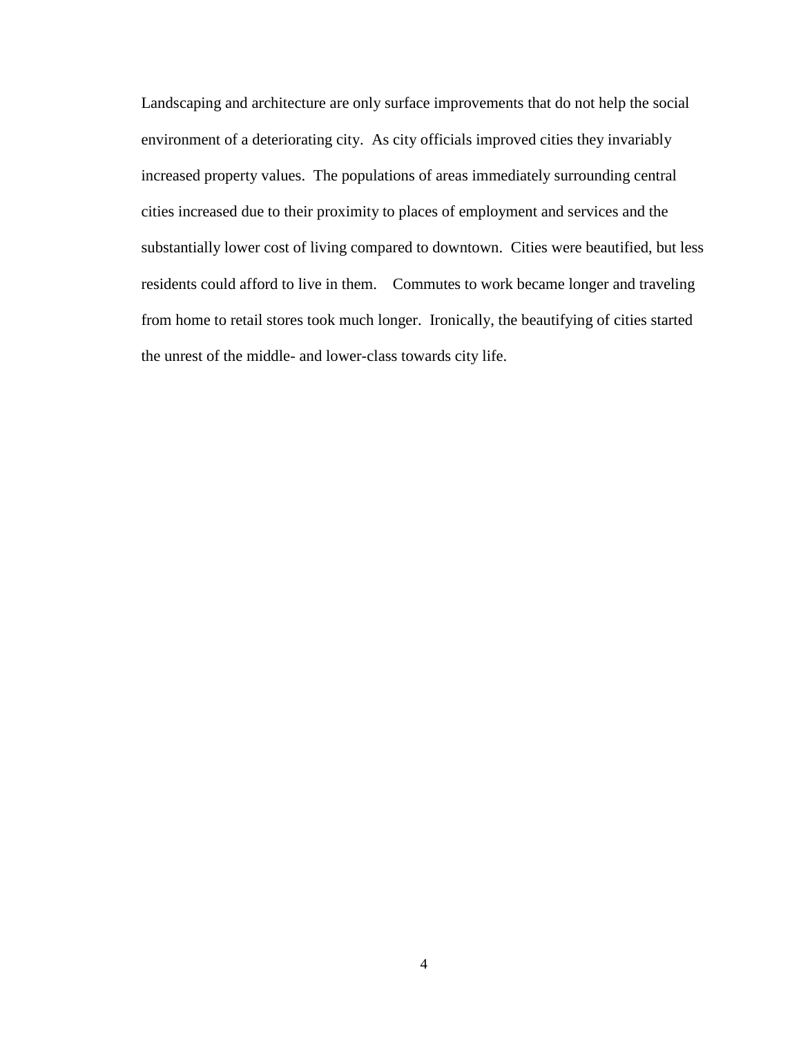Landscaping and architecture are only surface improvements that do not help the social environment of a deteriorating city. As city officials improved cities they invariably increased property values. The populations of areas immediately surrounding central cities increased due to their proximity to places of employment and services and the substantially lower cost of living compared to downtown. Cities were beautified, but less residents could afford to live in them. Commutes to work became longer and traveling from home to retail stores took much longer. Ironically, the beautifying of cities started the unrest of the middle- and lower-class towards city life.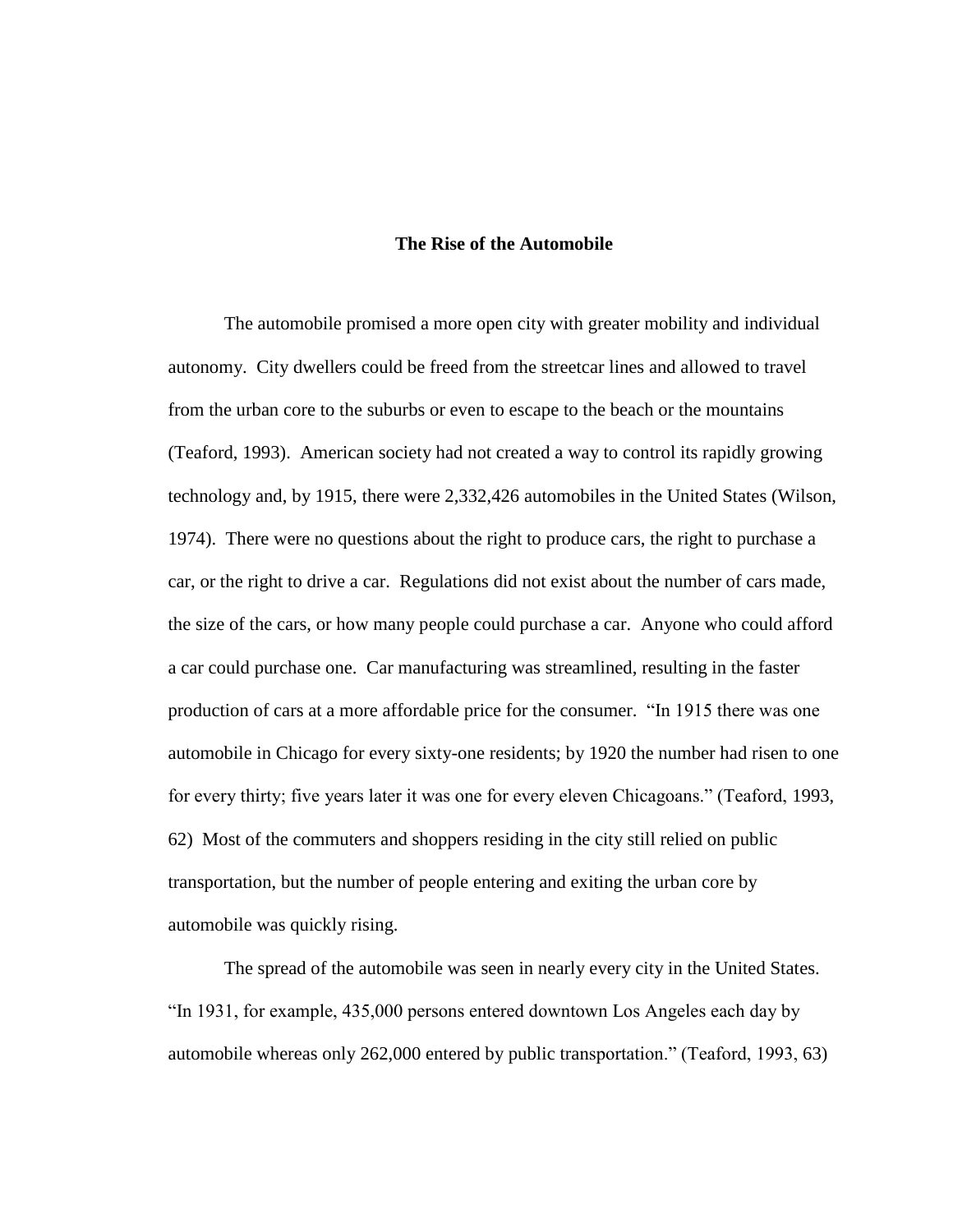## The Rise of the Automobile

The automobile promised a more open city with greater mobility and individual autonomy. City dwellers could be freed from the streetcar lines and allowed to travel from the urban core to the suburbs or even to escape to the beach or the mountains (Teaford, 1993). American society had not created a way to control its rapidly growing technology and, by 1915, there were 2,332,426 automobiles in the United States (Wilson, 1974). There were no questions about the right to produce cars, the right to purchase a car, or the right to drive a car. Regulations did not exist about the number of cars made, the size of the cars, or how many people could purchase a car. Anyone who could afford a car could purchase one. Car manufacturing was streamlined, resulting in the faster production of cars at a more affordable price for the consumer. "In 1915 there was one automobile in Chicago for every sixty-one residents; by 1920 the number had risen to one for every thirty; five years later it was one for every eleven Chicagoans." (Teaford, 1993, 62) Most of the commuters and shoppers residing in the city still relied on public transportation, but the number of people entering and exiting the urban core by automobile was quickly rising.

The spread of the automobile was seen in nearly every city in the United States. "In 1931, for example, 435,000 persons entered downtown Los Angeles each day by automobile whereas only 262,000 entered by public transportation." (Teaford, 1993, 63)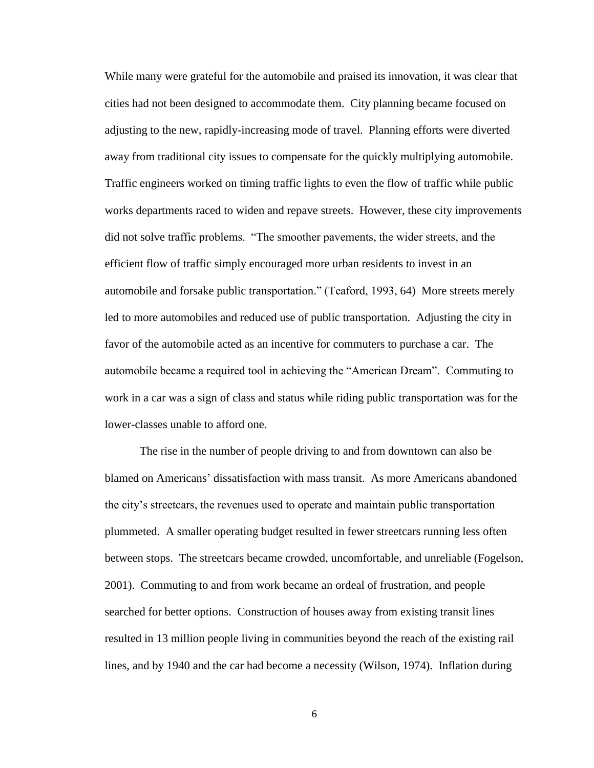While many were grateful for the automobile and praised its innovation, it was clear that cities had not been designed to accommodate them. City planning became focused on adjusting to the new, rapidly-increasing mode of travel. Planning efforts were diverted away from traditional city issues to compensate for the quickly multiplying automobile. Traffic engineers worked on timing traffic lights to even the flow of traffic while public works departments raced to widen and repave streets. However, these city improvements did not solve traffic problems. "The smoother pavements, the wider streets, and the efficient flow of traffic simply encouraged more urban residents to invest in an automobile and forsake public transportation." (Teaford, 1993, 64) More streets merely led to more automobiles and reduced use of public transportation. Adjusting the city in favor of the automobile acted as an incentive for commuters to purchase a car. The automobile became a required tool in achieving the "American Dream". Commuting to work in a car was a sign of class and status while riding public transportation was for the lower-classes unable to afford one.

The rise in the number of people driving to and from downtown can also be blamed on Americans' dissatisfaction with mass transit. As more Americans abandoned the city's streetcars, the revenues used to operate and maintain public transportation plummeted. A smaller operating budget resulted in fewer streetcars running less often between stops. The streetcars became crowded, uncomfortable, and unreliable (Fogelson, 2001). Commuting to and from work became an ordeal of frustration, and people searched for better options. Construction of houses away from existing transit lines resulted in 13 million people living in communities beyond the reach of the existing rail lines, and by 1940 and the car had become a necessity (Wilson, 1974). Inflation during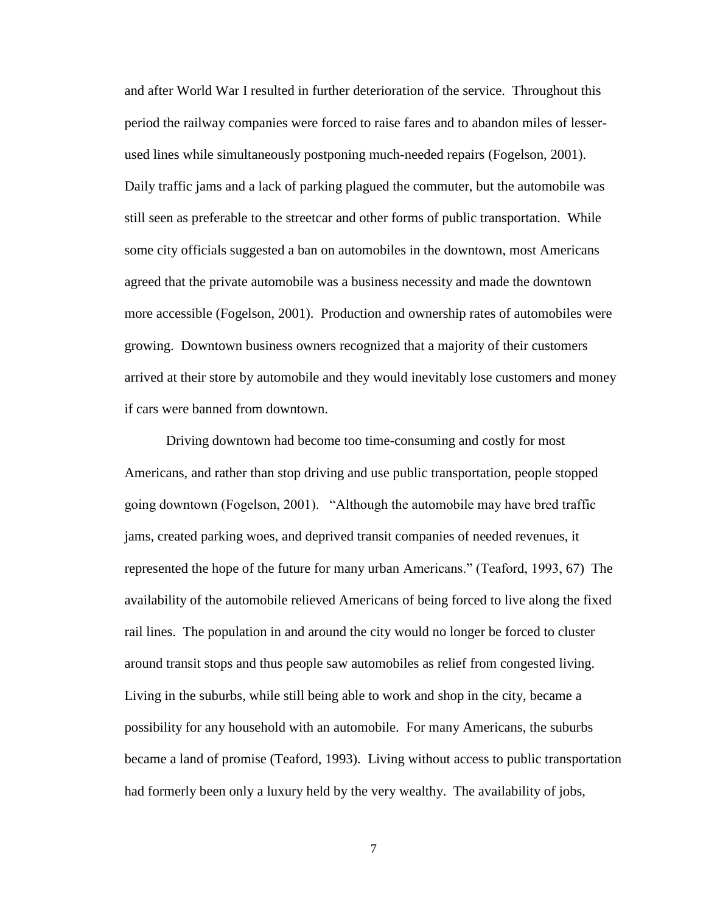and after World War I resulted in further deterioration of the service. Throughout this period the railway companies were forced to raise fares and to abandon miles of lesser-used lines while simultaneously postponing much-needed repairs (Fogelson, 2001). Daily traffic jams and a lack of parking plagued the commuter, but the automobile was still seen as preferable to the streetcar and other forms of public transportation. While some city officials suggested a ban on automobiles in the downtown, most Americans agreed that the private automobile was a business necessity and made the downtown more accessible (Fogelson, 2001). Production and ownership rates of automobiles were growing. Downtown business owners recognized that a majority of their customers arrived at their store by automobile and they would inevitably lose customers and money if cars were banned from downtown.

Driving downtown had become too time-consuming and costly for most Americans, and rather than stop driving and use public transportation, people stopped going downtown (Fogelson, 2001). "Although the automobile may have bred traffic jams, created parking woes, and deprived transit companies of needed revenues, it represented the hope of the future for many urban Americans." (Teaford, 1993, 67) The availability of the automobile relieved Americans of being forced to live along the fixed rail lines. The population in and around the city would no longer be forced to cluster around transit stops and thus people saw automobiles as relief from congested living. Living in the suburbs, while still being able to work and shop in the city, became a possibility for any household with an automobile. For many Americans, the suburbs became a land of promise (Teaford, 1993). Living without access to public transportation had formerly been only a luxury held by the very wealthy. The availability of jobs,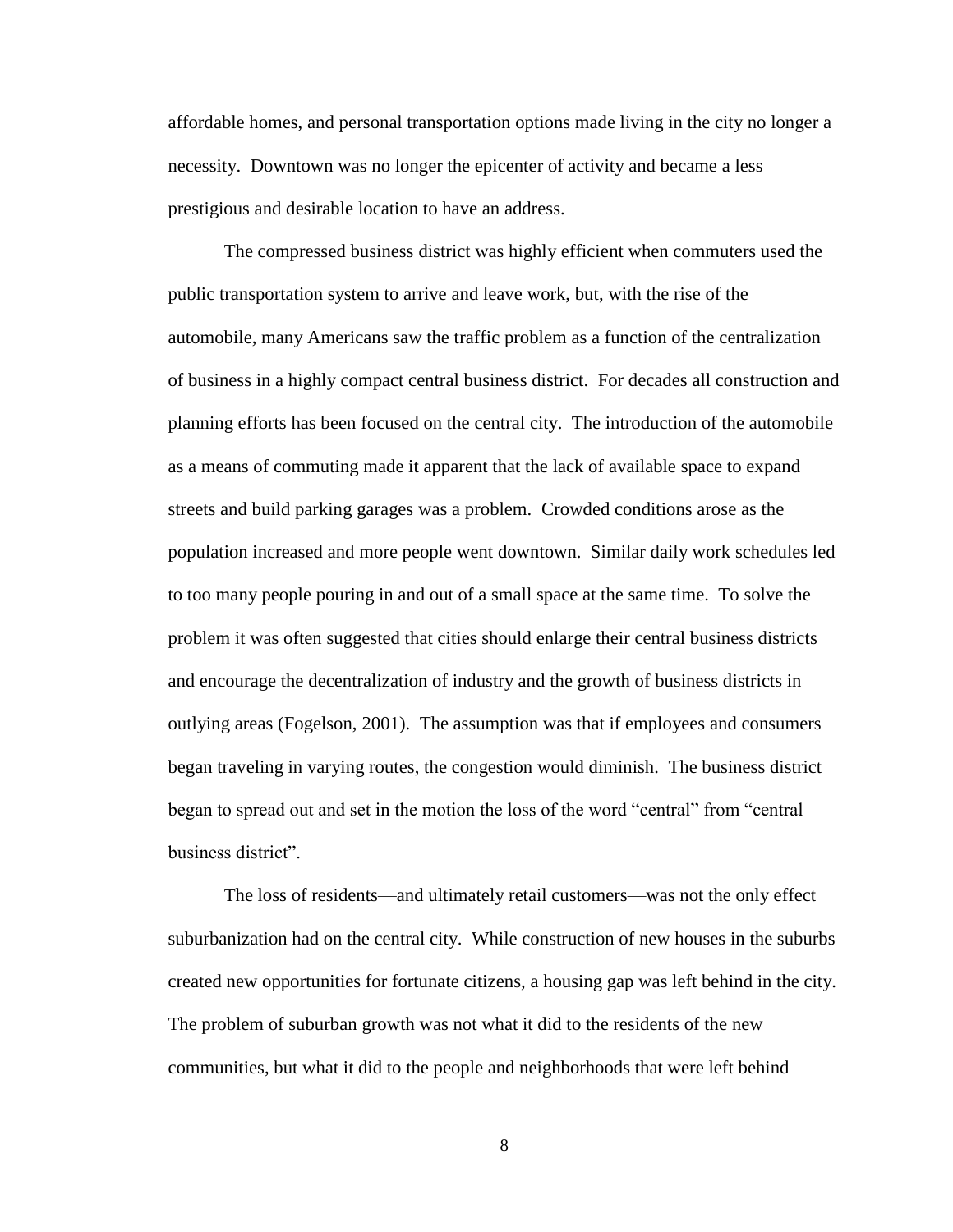affordable homes, and personal transportation options made living in the city no longer a necessity. Downtown was no longer the epicenter of activity and became a less prestigious and desirable location to have an address.

The compressed business district was highly efficient when commuters used the public transportation system to arrive and leave work, but, with the rise of the automobile, many Americans saw the traffic problem as a function of the centralization of business in a highly compact central business district. For decades all construction and planning efforts has been focused on the central city. The introduction of the automobile as a means of commuting made it apparent that the lack of available space to expand streets and build parking garages was a problem. Crowded conditions arose as the population increased and more people went downtown. Similar daily work schedules led to too many people pouring in and out of a small space at the same time. To solve the problem it was often suggested that cities should enlarge their central business districts and encourage the decentralization of industry and the growth of business districts in outlying areas (Fogelson, 2001). The assumption was that if employees and consumers began traveling in varying routes, the congestion would diminish. The business district began to spread out and set in the motion the loss of the word "central" from "central business district".

The loss of residents—and ultimately retail customers—was not the only effect suburbanization had on the central city. While construction of new houses in the suburbs created new opportunities for fortunate citizens, a housing gap was left behind in the city. The problem of suburban growth was not what it did to the residents of the new communities, but what it did to the people and neighborhoods that were left behind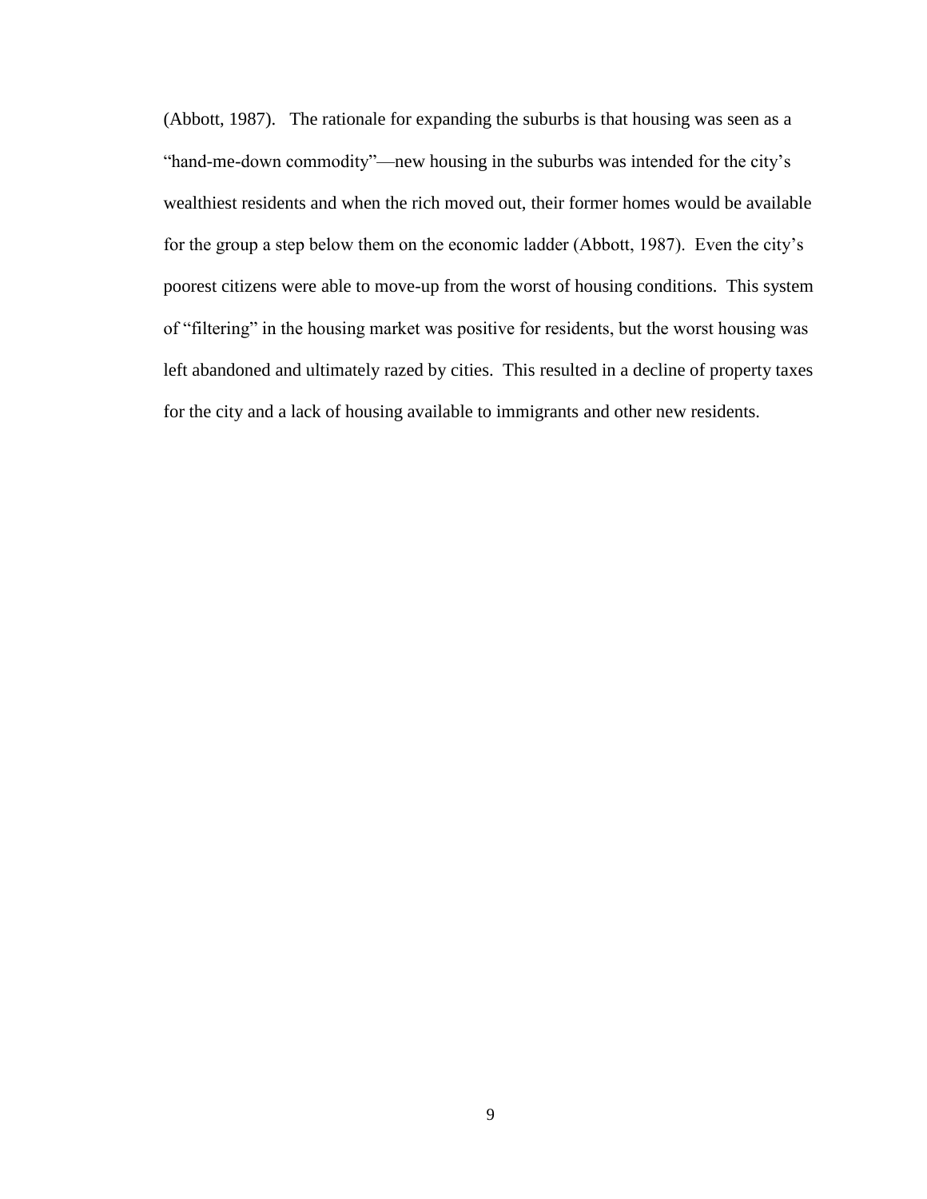(Abbott, 1987). The rationale for expanding the suburbs is that housing was seen as a "hand-me-down commodity"—new housing in the suburbs was intended for the city's wealthiest residents and when the rich moved out, their former homes would be available for the group a step below them on the economic ladder (Abbott, 1987). Even the city's poorest citizens were able to move-up from the worst of housing conditions. This system of "filtering" in the housing market was positive for residents, but the worst housing was left abandoned and ultimately razed by cities. This resulted in a decline of property taxes for the city and a lack of housing available to immigrants and other new residents.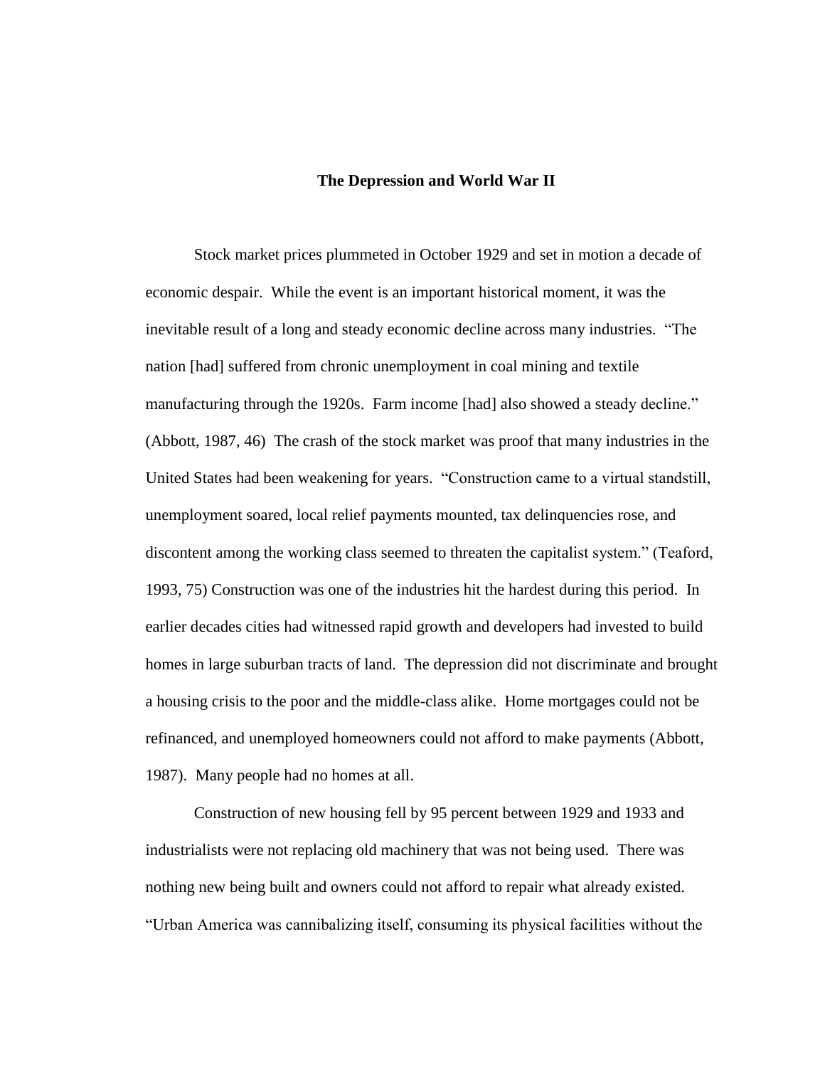## The Depression and World War II

Stock market prices plummeted in October 1929 and set in motion a decade of economic despair. While the event is an important historical moment, it was the inevitable result of a long and steady economic decline across many industries. "The nation [had] suffered from chronic unemployment in coal mining and textile manufacturing through the 1920s. Farm income [had] also showed a steady decline." (Abbott, 1987, 46) The crash of the stock market was proof that many industries in the United States had been weakening for years. "Construction came to a virtual standstill, unemployment soared, local relief payments mounted, tax delinquencies rose, and discontent among the working class seemed to threaten the capitalist system." (Teaford, 1993, 75) Construction was one of the industries hit the hardest during this period. In earlier decades cities had witnessed rapid growth and developers had invested to build homes in large suburban tracts of land. The depression did not discriminate and brought a housing crisis to the poor and the middle-class alike. Home mortgages could not be refinanced, and unemployed homeowners could not afford to make payments (Abbott, 1987). Many people had no homes at all.

Construction of new housing fell by 95 percent between 1929 and 1933 and industrialists were not replacing old machinery that was not being used. There was nothing new being built and owners could not afford to repair what already existed. "Urban America was cannibalizing itself, consuming its physical facilities without the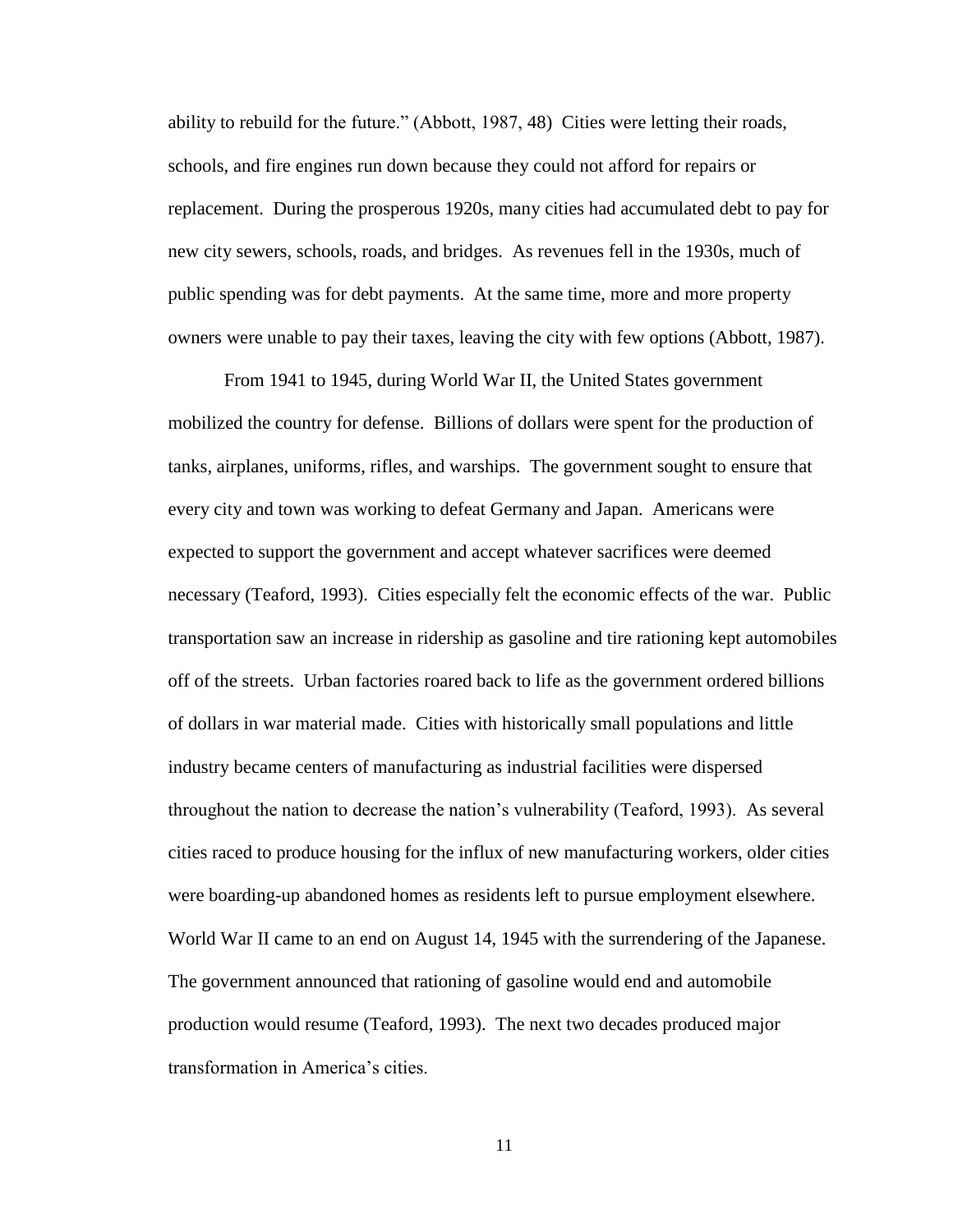ability to rebuild for the future." (Abbott, 1987, 48) Cities were letting their roads, schools, and fire engines run down because they could not afford for repairs or replacement. During the prosperous 1920s, many cities had accumulated debt to pay for new city sewers, schools, roads, and bridges. As revenues fell in the 1930s, much of public spending was for debt payments. At the same time, more and more property owners were unable to pay their taxes, leaving the city with few options (Abbott, 1987).

From 1941 to 1945, during World War II, the United States government mobilized the country for defense. Billions of dollars were spent for the production of tanks, airplanes, uniforms, rifles, and warships. The government sought to ensure that every city and town was working to defeat Germany and Japan. Americans were expected to support the government and accept whatever sacrifices were deemed necessary (Teaford, 1993). Cities especially felt the economic effects of the war. Public transportation saw an increase in ridership as gasoline and tire rationing kept automobiles off of the streets. Urban factories roared back to life as the government ordered billions of dollars in war material made. Cities with historically small populations and little industry became centers of manufacturing as industrial facilities were dispersed throughout the nation to decrease the nation's vulnerability (Teaford, 1993). As several cities raced to produce housing for the influx of new manufacturing workers, older cities were boarding-up abandoned homes as residents left to pursue employment elsewhere. World War II came to an end on August 14, 1945 with the surrendering of the Japanese. The government announced that rationing of gasoline would end and automobile production would resume (Teaford, 1993). The next two decades produced major transformation in America's cities.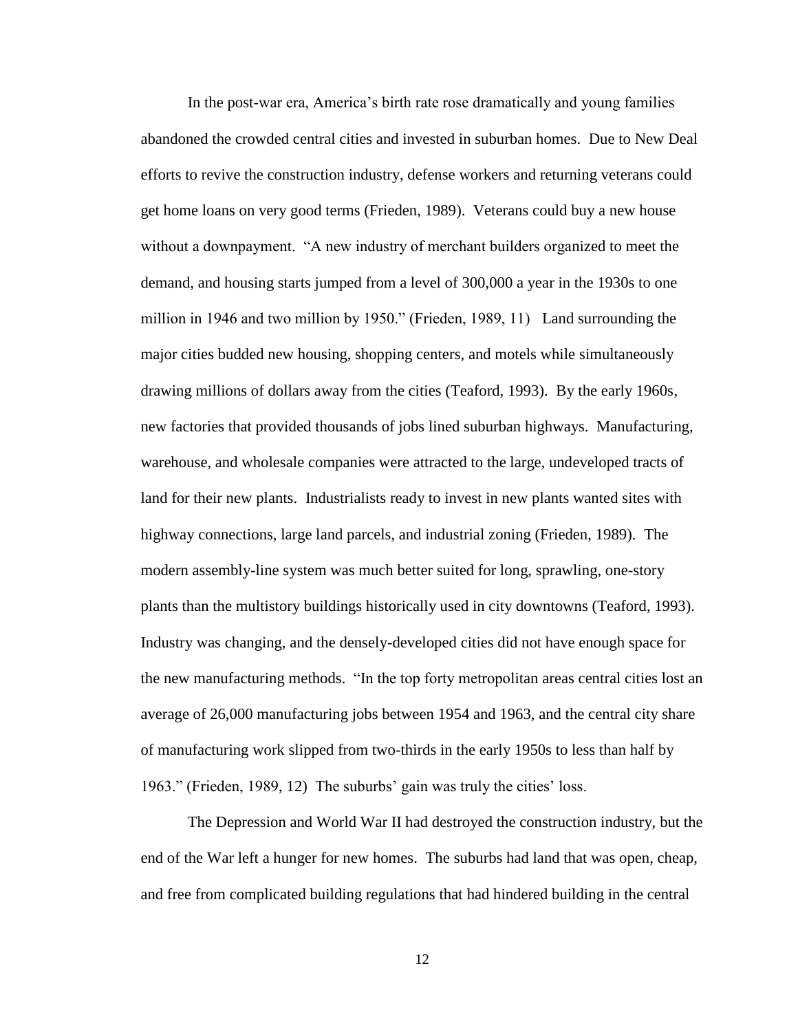In the post-war era, America's birth rate rose dramatically and young families abandoned the crowded central cities and invested in suburban homes. Due to New Deal efforts to revive the construction industry, defense workers and returning veterans could get home loans on very good terms (Frieden, 1989). Veterans could buy a new house without a downpayment. "A new industry of merchant builders organized to meet the demand, and housing starts jumped from a level of 300,000 a year in the 1930s to one million in 1946 and two million by 1950." (Frieden, 1989, 11) Land surrounding the major cities budded new housing, shopping centers, and motels while simultaneously drawing millions of dollars away from the cities (Teaford, 1993). By the early 1960s, new factories that provided thousands of jobs lined suburban highways. Manufacturing, warehouse, and wholesale companies were attracted to the large, undeveloped tracts of land for their new plants. Industrialists ready to invest in new plants wanted sites with highway connections, large land parcels, and industrial zoning (Frieden, 1989). The modern assembly-line system was much better suited for long, sprawling, one-story plants than the multistory buildings historically used in city downtowns (Teaford, 1993). Industry was changing, and the densely-developed cities did not have enough space for the new manufacturing methods. "In the top forty metropolitan areas central cities lost an average of 26,000 manufacturing jobs between 1954 and 1963, and the central city share of manufacturing work slipped from two-thirds in the early 1950s to less than half by 1963." (Frieden, 1989, 12) The suburbs' gain was truly the cities' loss.

The Depression and World War II had destroyed the construction industry, but the end of the War left a hunger for new homes. The suburbs had land that was open, cheap, and free from complicated building regulations that had hindered building in the central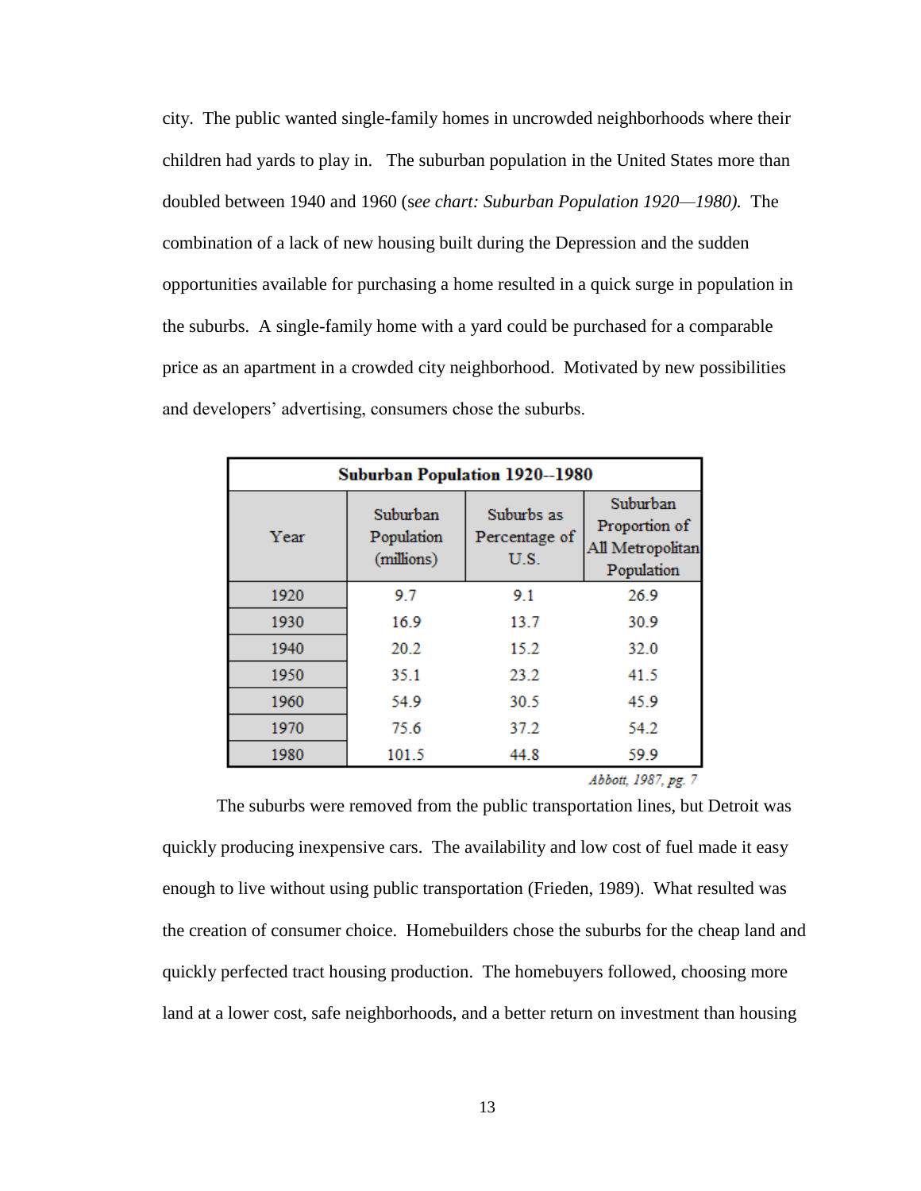city. The public wanted single-family homes in uncrowded neighborhoods where their children had yards to play in. The suburban population in the United States more than doubled between 1940 and 1960 (*see chart: Suburban Population 1920—1980).* The combination of a lack of new housing built during the Depression and the sudden opportunities available for purchasing a home resulted in a quick surge in population in the suburbs. A single-family home with a yard could be purchased for a comparable price as an apartment in a crowded city neighborhood. Motivated by new possibilities and developers' advertising, consumers chose the suburbs.

**Suburban Population 1920--1980**

| Year | Suburban Population (millions) | Suburbs as Percentage of U.S. | Suburban Proportion of All Metropolitan Population |
|---|---|---|---|
| 1920 | 9.7 | 9.1 | 26.9 |
| 1930 | 16.9 | 13.7 | 30.9 |
| 1940 | 20.2 | 15.2 | 32.0 |
| 1950 | 35.1 | 23.2 | 41.5 |
| 1960 | 54.9 | 30.5 | 45.9 |
| 1970 | 75.6 | 37.2 | 54.2 |
| 1980 | 101.5 | 44.8 | 59.9 |

*Abbott, 1987, pg. 7*

The suburbs were removed from the public transportation lines, but Detroit was quickly producing inexpensive cars. The availability and low cost of fuel made it easy enough to live without using public transportation (Frieden, 1989). What resulted was the creation of consumer choice. Homebuilders chose the suburbs for the cheap land and quickly perfected tract housing production. The homebuyers followed, choosing more land at a lower cost, safe neighborhoods, and a better return on investment than housing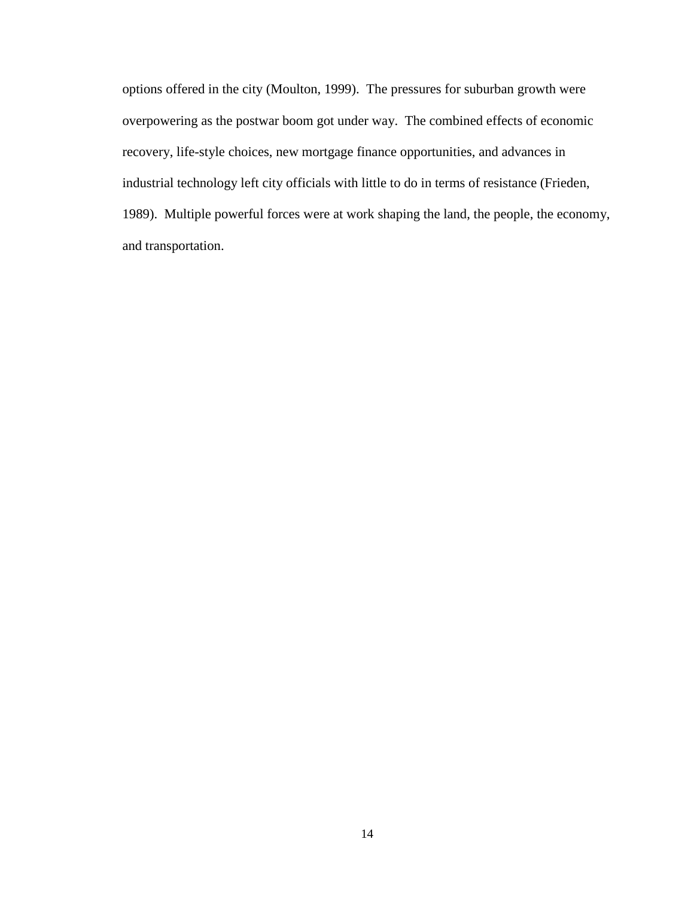options offered in the city (Moulton, 1999). The pressures for suburban growth were overpowering as the postwar boom got under way. The combined effects of economic recovery, life-style choices, new mortgage finance opportunities, and advances in industrial technology left city officials with little to do in terms of resistance (Frieden, 1989). Multiple powerful forces were at work shaping the land, the people, the economy, and transportation.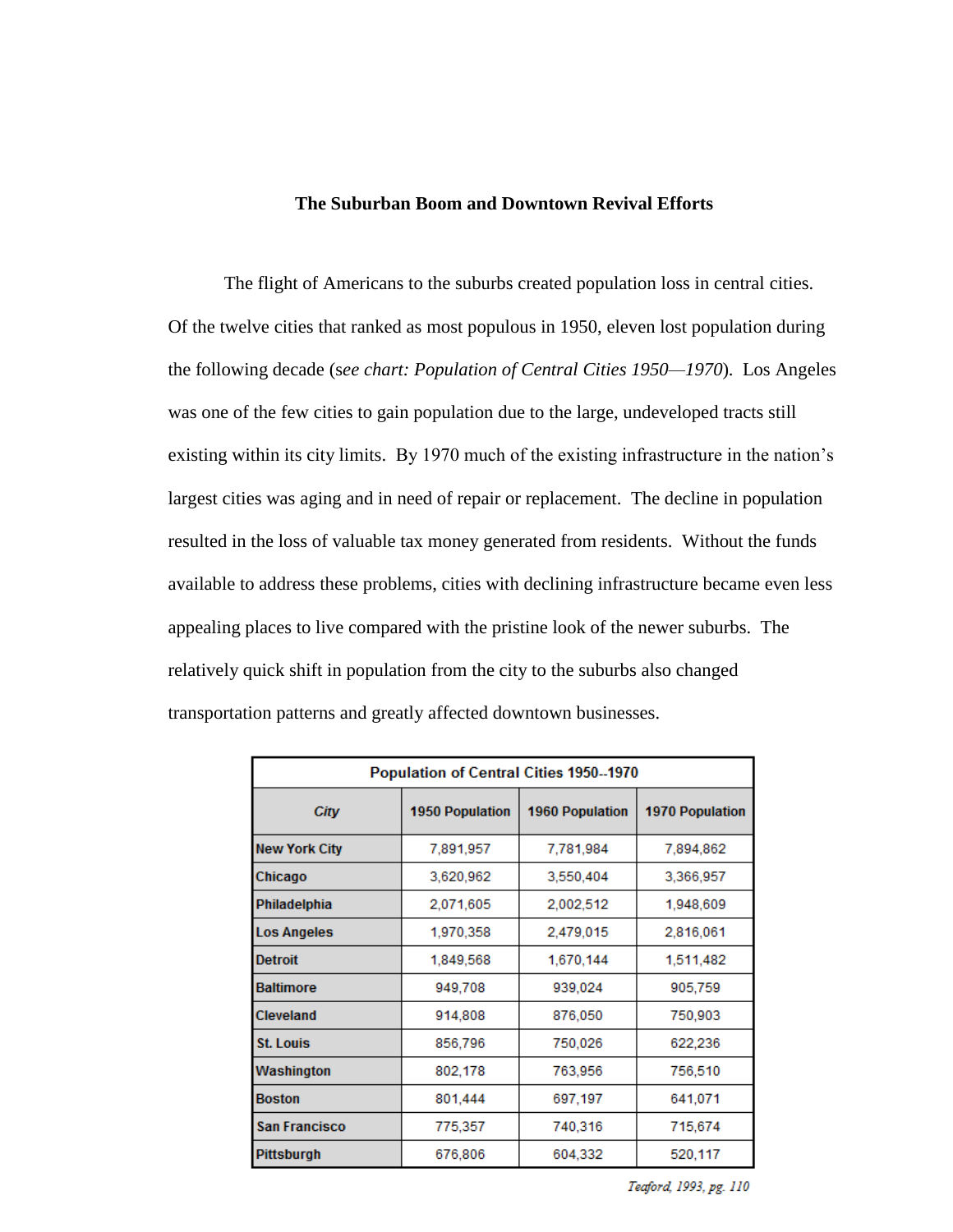## The Suburban Boom and Downtown Revival Efforts

The flight of Americans to the suburbs created population loss in central cities. Of the twelve cities that ranked as most populous in 1950, eleven lost population during the following decade (s*ee chart: Population of Central Cities 1950—1970*). Los Angeles was one of the few cities to gain population due to the large, undeveloped tracts still existing within its city limits. By 1970 much of the existing infrastructure in the nation's largest cities was aging and in need of repair or replacement. The decline in population resulted in the loss of valuable tax money generated from residents. Without the funds available to address these problems, cities with declining infrastructure became even less appealing places to live compared with the pristine look of the newer suburbs. The relatively quick shift in population from the city to the suburbs also changed transportation patterns and greatly affected downtown businesses.

| Population of Central Cities 1950--1970 | | | |
|---|---|---|---|
| *City* | 1950 Population | 1960 Population | 1970 Population |
| **New York City** | 7,891,957 | 7,781,984 | 7,894,862 |
| **Chicago** | 3,620,962 | 3,550,404 | 3,366,957 |
| **Philadelphia** | 2,071,605 | 2,002,512 | 1,948,609 |
| **Los Angeles** | 1,970,358 | 2,479,015 | 2,816,061 |
| **Detroit** | 1,849,568 | 1,670,144 | 1,511,482 |
| **Baltimore** | 949,708 | 939,024 | 905,759 |
| **Cleveland** | 914,808 | 876,050 | 750,903 |
| **St. Louis** | 856,796 | 750,026 | 622,236 |
| **Washington** | 802,178 | 763,956 | 756,510 |
| **Boston** | 801,444 | 697,197 | 641,071 |
| **San Francisco** | 775,357 | 740,316 | 715,674 |
| **Pittsburgh** | 676,806 | 604,332 | 520,117 |

*Teaford, 1993, pg. 110*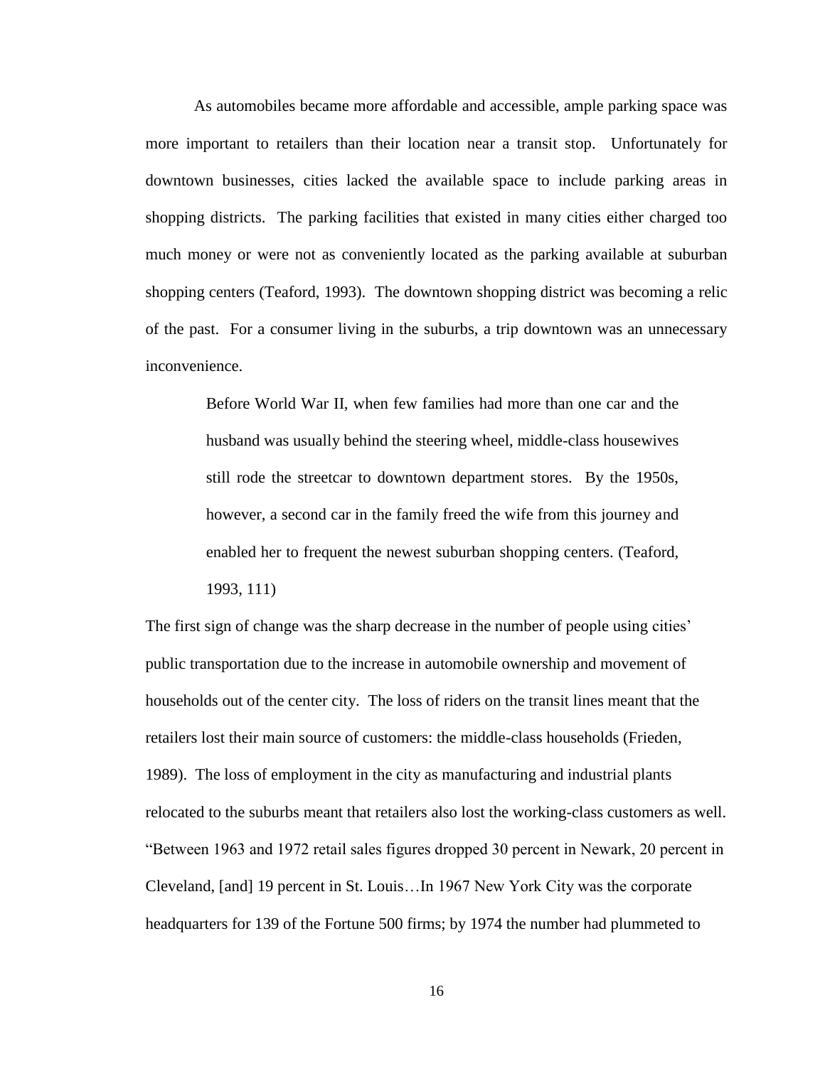As automobiles became more affordable and accessible, ample parking space was more important to retailers than their location near a transit stop. Unfortunately for downtown businesses, cities lacked the available space to include parking areas in shopping districts. The parking facilities that existed in many cities either charged too much money or were not as conveniently located as the parking available at suburban shopping centers (Teaford, 1993). The downtown shopping district was becoming a relic of the past. For a consumer living in the suburbs, a trip downtown was an unnecessary inconvenience.

> Before World War II, when few families had more than one car and the husband was usually behind the steering wheel, middle-class housewives still rode the streetcar to downtown department stores. By the 1950s, however, a second car in the family freed the wife from this journey and enabled her to frequent the newest suburban shopping centers. (Teaford, 1993, 111)

The first sign of change was the sharp decrease in the number of people using cities' public transportation due to the increase in automobile ownership and movement of households out of the center city. The loss of riders on the transit lines meant that the retailers lost their main source of customers: the middle-class households (Frieden, 1989). The loss of employment in the city as manufacturing and industrial plants relocated to the suburbs meant that retailers also lost the working-class customers as well. "Between 1963 and 1972 retail sales figures dropped 30 percent in Newark, 20 percent in Cleveland, [and] 19 percent in St. Louis…In 1967 New York City was the corporate headquarters for 139 of the Fortune 500 firms; by 1974 the number had plummeted to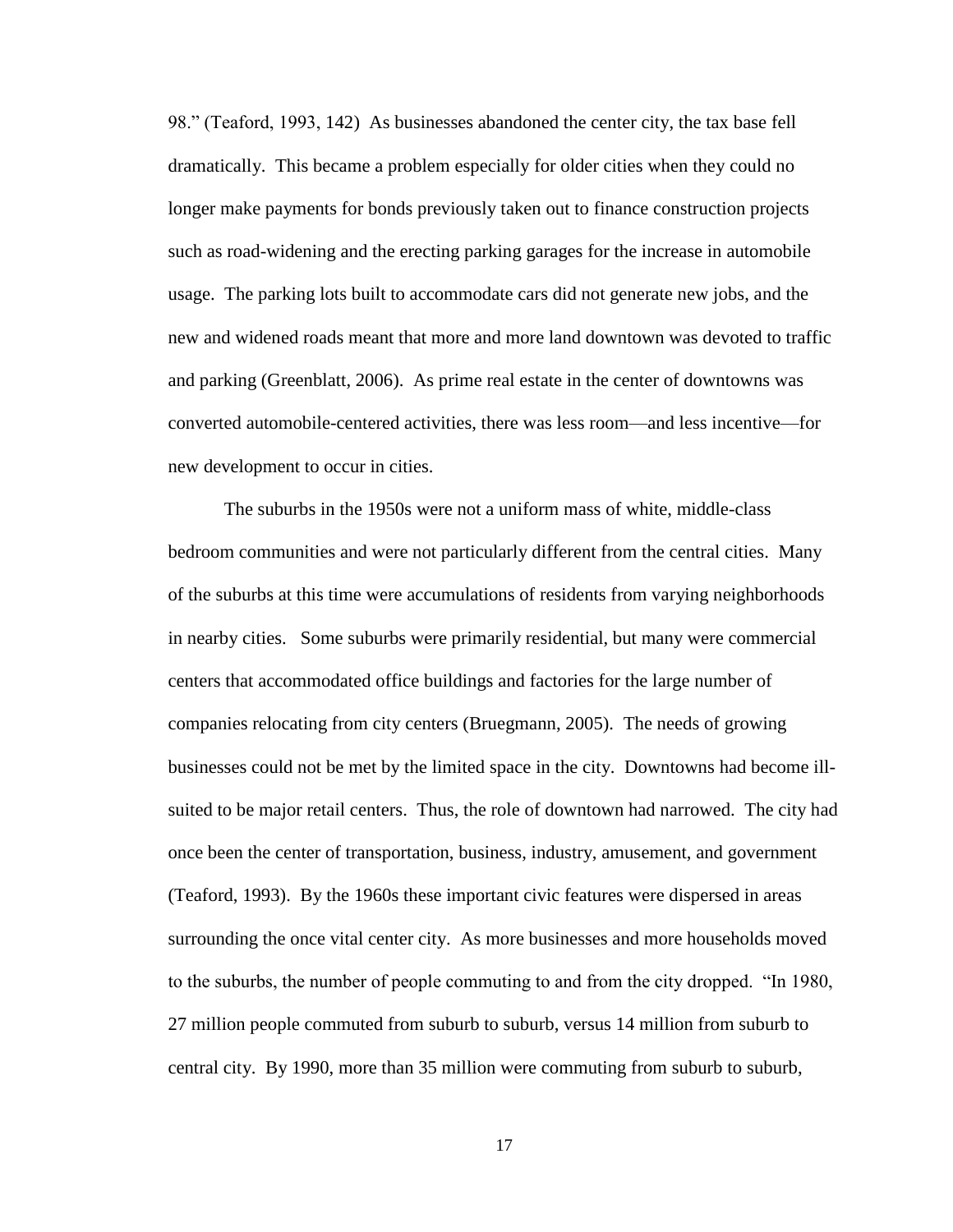98." (Teaford, 1993, 142) As businesses abandoned the center city, the tax base fell dramatically. This became a problem especially for older cities when they could no longer make payments for bonds previously taken out to finance construction projects such as road-widening and the erecting parking garages for the increase in automobile usage. The parking lots built to accommodate cars did not generate new jobs, and the new and widened roads meant that more and more land downtown was devoted to traffic and parking (Greenblatt, 2006). As prime real estate in the center of downtowns was converted automobile-centered activities, there was less room—and less incentive—for new development to occur in cities.

The suburbs in the 1950s were not a uniform mass of white, middle-class bedroom communities and were not particularly different from the central cities. Many of the suburbs at this time were accumulations of residents from varying neighborhoods in nearby cities. Some suburbs were primarily residential, but many were commercial centers that accommodated office buildings and factories for the large number of companies relocating from city centers (Bruegmann, 2005). The needs of growing businesses could not be met by the limited space in the city. Downtowns had become ill-suited to be major retail centers. Thus, the role of downtown had narrowed. The city had once been the center of transportation, business, industry, amusement, and government (Teaford, 1993). By the 1960s these important civic features were dispersed in areas surrounding the once vital center city. As more businesses and more households moved to the suburbs, the number of people commuting to and from the city dropped. "In 1980, 27 million people commuted from suburb to suburb, versus 14 million from suburb to central city. By 1990, more than 35 million were commuting from suburb to suburb,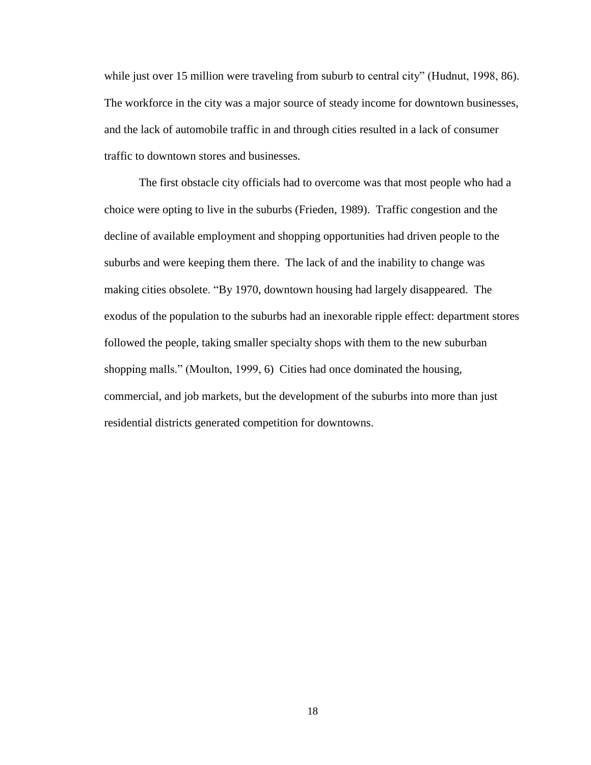while just over 15 million were traveling from suburb to central city" (Hudnut, 1998, 86). The workforce in the city was a major source of steady income for downtown businesses, and the lack of automobile traffic in and through cities resulted in a lack of consumer traffic to downtown stores and businesses.

The first obstacle city officials had to overcome was that most people who had a choice were opting to live in the suburbs (Frieden, 1989). Traffic congestion and the decline of available employment and shopping opportunities had driven people to the suburbs and were keeping them there. The lack of and the inability to change was making cities obsolete. "By 1970, downtown housing had largely disappeared. The exodus of the population to the suburbs had an inexorable ripple effect: department stores followed the people, taking smaller specialty shops with them to the new suburban shopping malls." (Moulton, 1999, 6) Cities had once dominated the housing, commercial, and job markets, but the development of the suburbs into more than just residential districts generated competition for downtowns.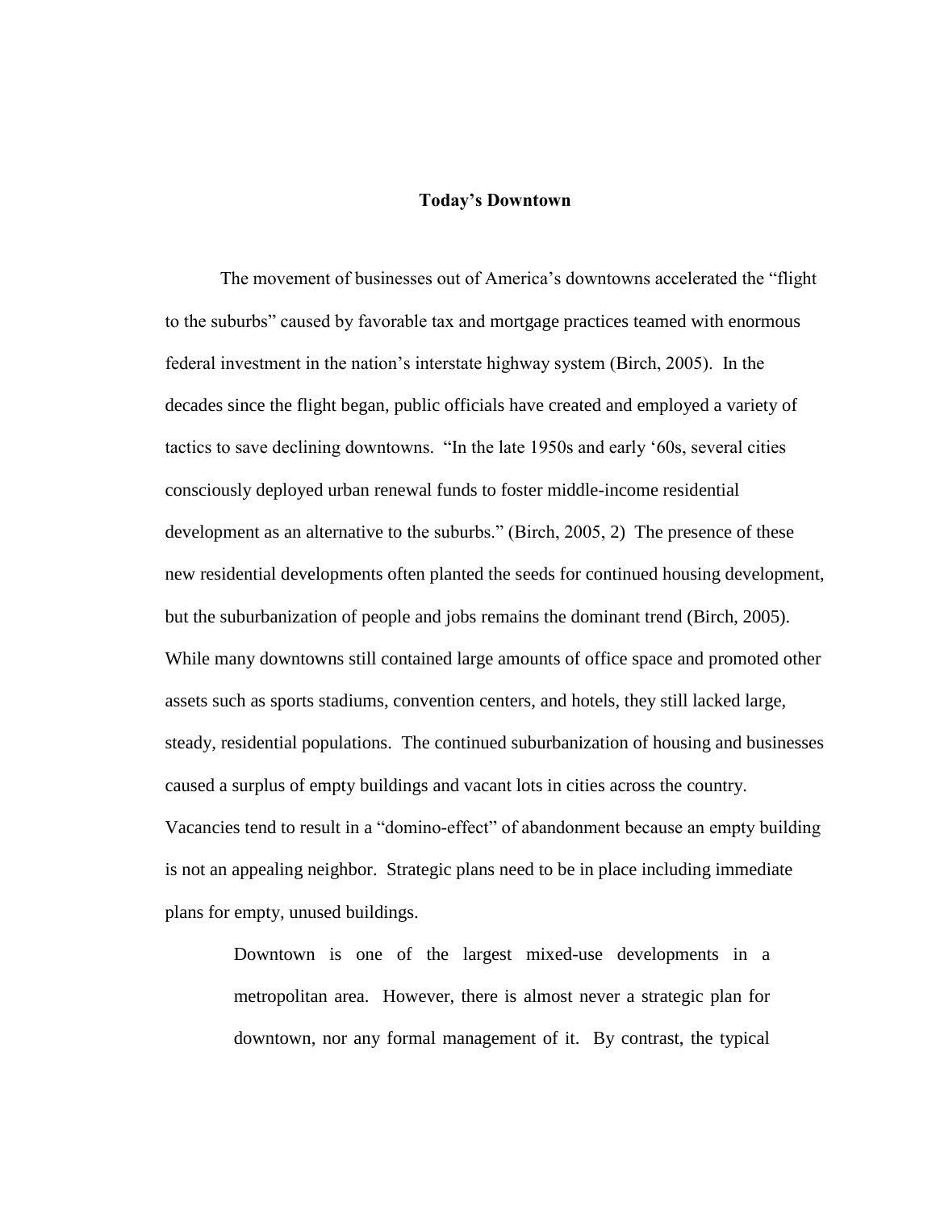## Today's Downtown

The movement of businesses out of America's downtowns accelerated the "flight to the suburbs" caused by favorable tax and mortgage practices teamed with enormous federal investment in the nation's interstate highway system (Birch, 2005). In the decades since the flight began, public officials have created and employed a variety of tactics to save declining downtowns. "In the late 1950s and early '60s, several cities consciously deployed urban renewal funds to foster middle-income residential development as an alternative to the suburbs." (Birch, 2005, 2) The presence of these new residential developments often planted the seeds for continued housing development, but the suburbanization of people and jobs remains the dominant trend (Birch, 2005). While many downtowns still contained large amounts of office space and promoted other assets such as sports stadiums, convention centers, and hotels, they still lacked large, steady, residential populations. The continued suburbanization of housing and businesses caused a surplus of empty buildings and vacant lots in cities across the country. Vacancies tend to result in a "domino-effect" of abandonment because an empty building is not an appealing neighbor. Strategic plans need to be in place including immediate plans for empty, unused buildings.

> Downtown is one of the largest mixed-use developments in a metropolitan area. However, there is almost never a strategic plan for downtown, nor any formal management of it. By contrast, the typical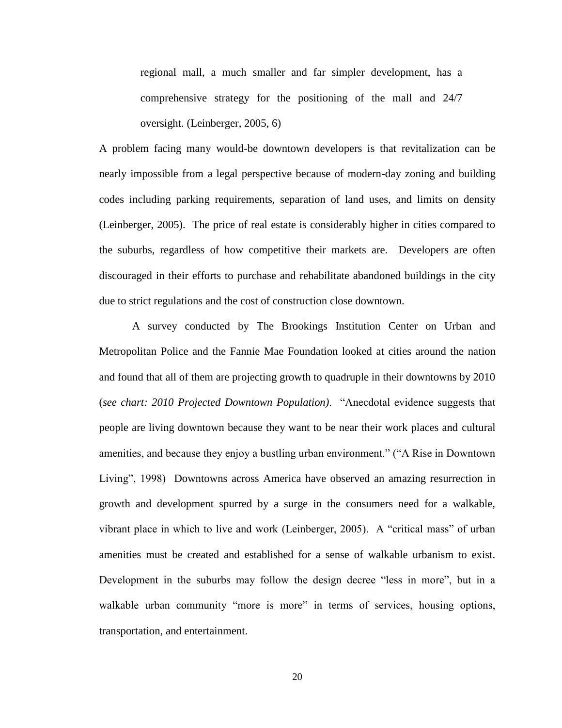> regional mall, a much smaller and far simpler development, has a comprehensive strategy for the positioning of the mall and 24/7 oversight. (Leinberger, 2005, 6)

A problem facing many would-be downtown developers is that revitalization can be nearly impossible from a legal perspective because of modern-day zoning and building codes including parking requirements, separation of land uses, and limits on density (Leinberger, 2005). The price of real estate is considerably higher in cities compared to the suburbs, regardless of how competitive their markets are. Developers are often discouraged in their efforts to purchase and rehabilitate abandoned buildings in the city due to strict regulations and the cost of construction close downtown.

A survey conducted by The Brookings Institution Center on Urban and Metropolitan Police and the Fannie Mae Foundation looked at cities around the nation and found that all of them are projecting growth to quadruple in their downtowns by 2010 (*see chart: 2010 Projected Downtown Population)*. "Anecdotal evidence suggests that people are living downtown because they want to be near their work places and cultural amenities, and because they enjoy a bustling urban environment." ("A Rise in Downtown Living", 1998) Downtowns across America have observed an amazing resurrection in growth and development spurred by a surge in the consumers need for a walkable, vibrant place in which to live and work (Leinberger, 2005). A "critical mass" of urban amenities must be created and established for a sense of walkable urbanism to exist. Development in the suburbs may follow the design decree "less in more", but in a walkable urban community "more is more" in terms of services, housing options, transportation, and entertainment.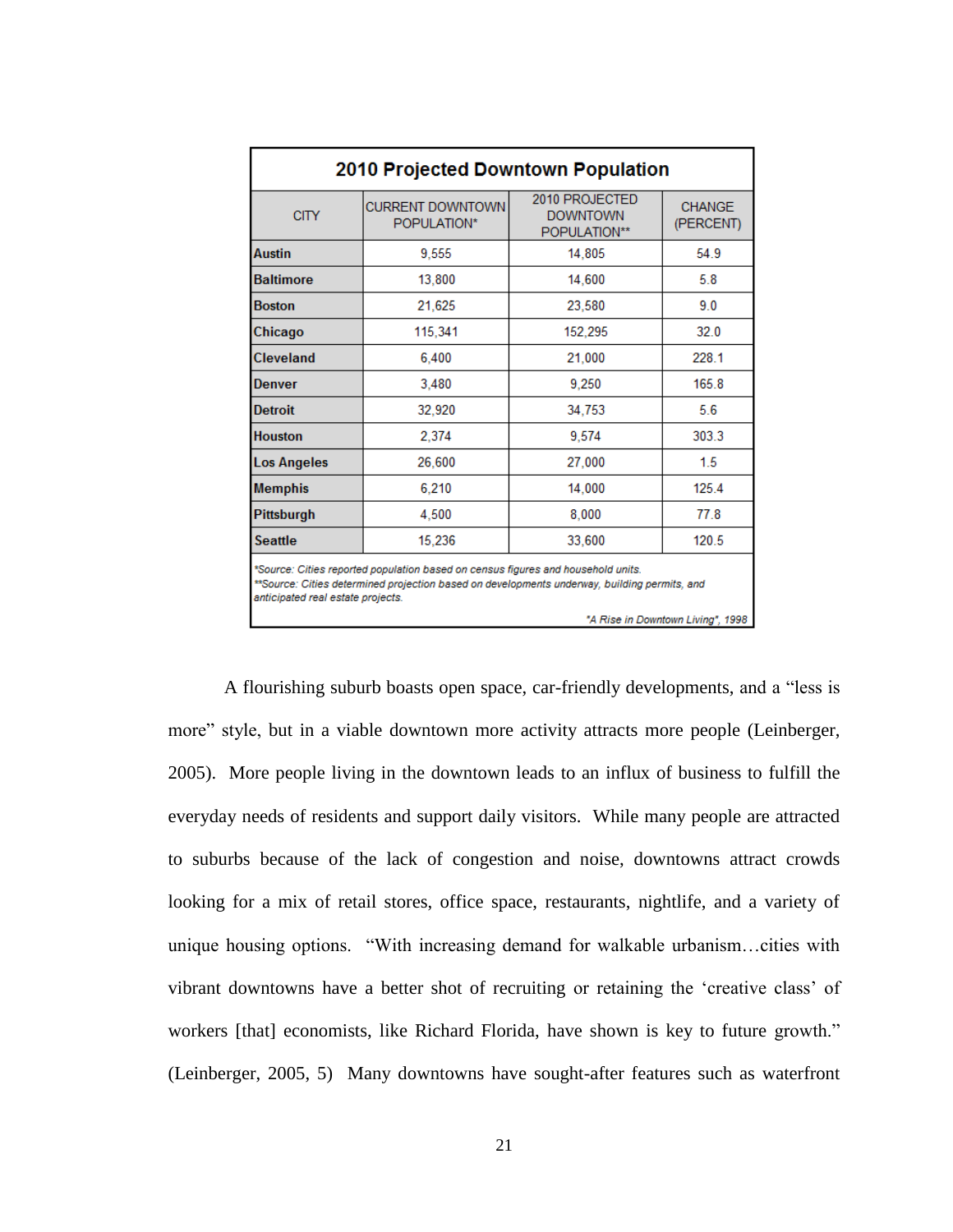| 2010 Projected Downtown Population | | | |
|---|---|---|---|
| CITY | CURRENT DOWNTOWN POPULATION* | 2010 PROJECTED DOWNTOWN POPULATION** | CHANGE (PERCENT) |
| **Austin** | 9,555 | 14,805 | 54.9 |
| **Baltimore** | 13,800 | 14,600 | 5.8 |
| **Boston** | 21,625 | 23,580 | 9.0 |
| **Chicago** | 115,341 | 152,295 | 32.0 |
| **Cleveland** | 6,400 | 21,000 | 228.1 |
| **Denver** | 3,480 | 9,250 | 165.8 |
| **Detroit** | 32,920 | 34,753 | 5.6 |
| **Houston** | 2,374 | 9,574 | 303.3 |
| **Los Angeles** | 26,600 | 27,000 | 1.5 |
| **Memphis** | 6,210 | 14,000 | 125.4 |
| **Pittsburgh** | 4,500 | 8,000 | 77.8 |
| **Seattle** | 15,236 | 33,600 | 120.5 |

*\*Source: Cities reported population based on census figures and household units.*
*\*\*Source: Cities determined projection based on developments underway, building permits, and anticipated real estate projects.*

*"A Rise in Downtown Living", 1998*

A flourishing suburb boasts open space, car-friendly developments, and a "less is more" style, but in a viable downtown more activity attracts more people (Leinberger, 2005). More people living in the downtown leads to an influx of business to fulfill the everyday needs of residents and support daily visitors. While many people are attracted to suburbs because of the lack of congestion and noise, downtowns attract crowds looking for a mix of retail stores, office space, restaurants, nightlife, and a variety of unique housing options. "With increasing demand for walkable urbanism…cities with vibrant downtowns have a better shot of recruiting or retaining the 'creative class' of workers [that] economists, like Richard Florida, have shown is key to future growth." (Leinberger, 2005, 5) Many downtowns have sought-after features such as waterfront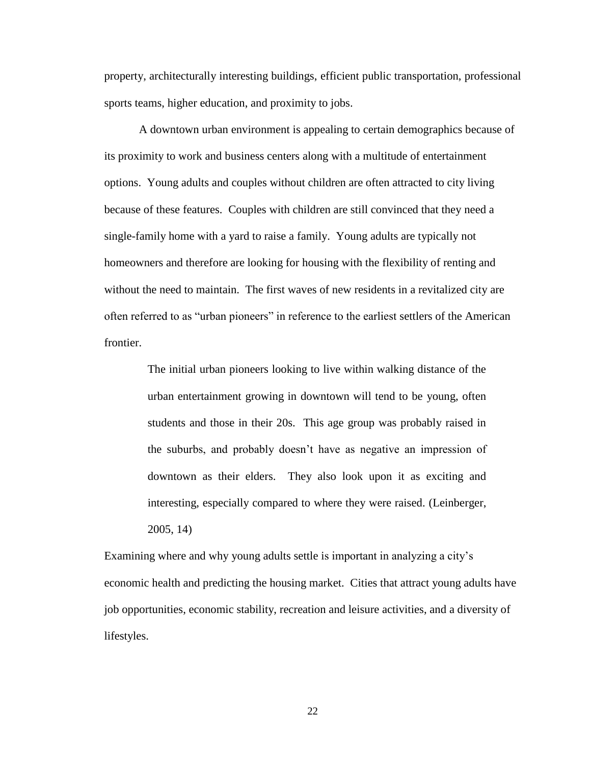property, architecturally interesting buildings, efficient public transportation, professional sports teams, higher education, and proximity to jobs.

A downtown urban environment is appealing to certain demographics because of its proximity to work and business centers along with a multitude of entertainment options. Young adults and couples without children are often attracted to city living because of these features. Couples with children are still convinced that they need a single-family home with a yard to raise a family. Young adults are typically not homeowners and therefore are looking for housing with the flexibility of renting and without the need to maintain. The first waves of new residents in a revitalized city are often referred to as "urban pioneers" in reference to the earliest settlers of the American frontier.

> The initial urban pioneers looking to live within walking distance of the urban entertainment growing in downtown will tend to be young, often students and those in their 20s. This age group was probably raised in the suburbs, and probably doesn't have as negative an impression of downtown as their elders. They also look upon it as exciting and interesting, especially compared to where they were raised. (Leinberger, 2005, 14)

Examining where and why young adults settle is important in analyzing a city's economic health and predicting the housing market. Cities that attract young adults have job opportunities, economic stability, recreation and leisure activities, and a diversity of lifestyles.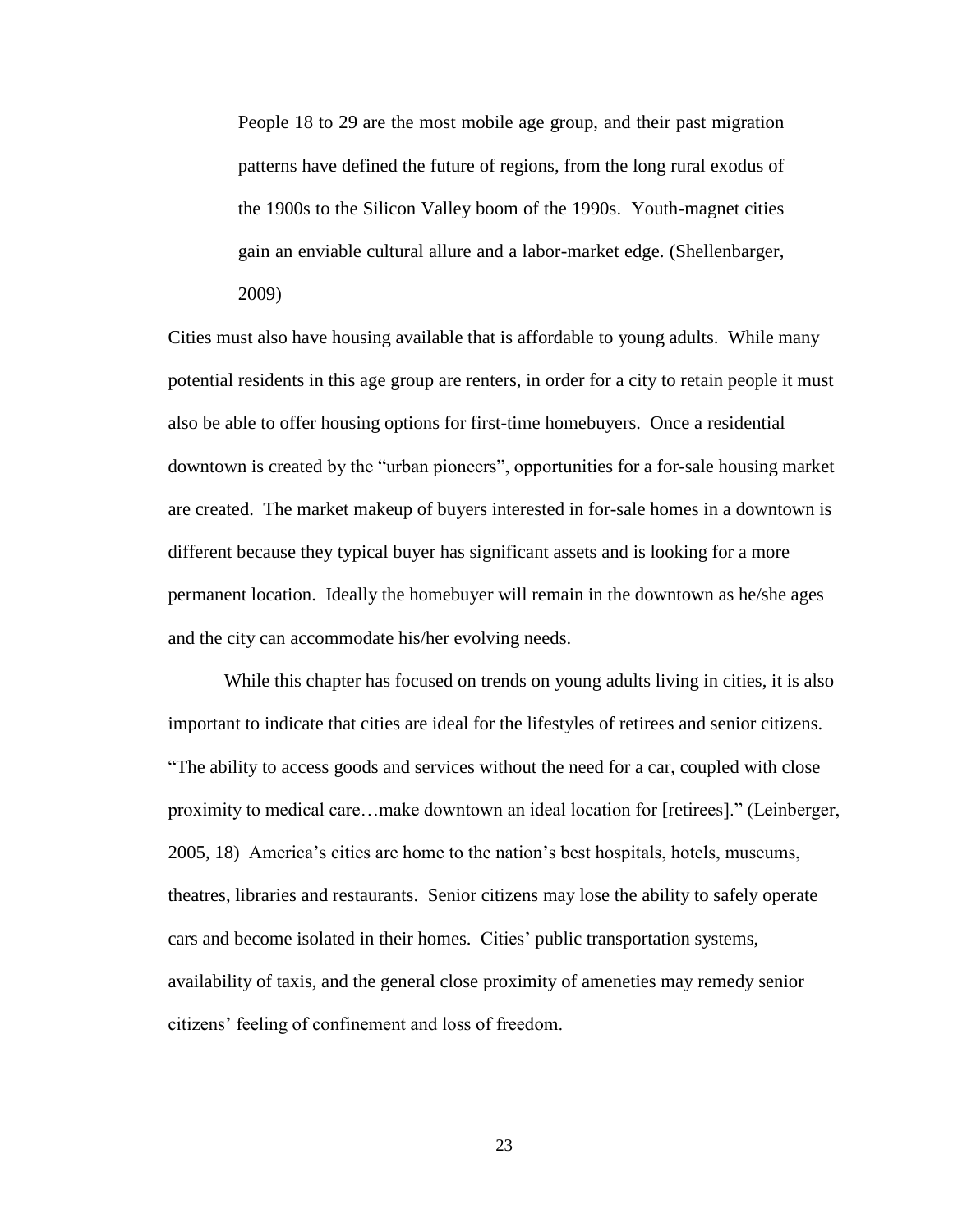> People 18 to 29 are the most mobile age group, and their past migration patterns have defined the future of regions, from the long rural exodus of the 1900s to the Silicon Valley boom of the 1990s. Youth-magnet cities gain an enviable cultural allure and a labor-market edge. (Shellenbarger, 2009)

Cities must also have housing available that is affordable to young adults. While many potential residents in this age group are renters, in order for a city to retain people it must also be able to offer housing options for first-time homebuyers. Once a residential downtown is created by the "urban pioneers", opportunities for a for-sale housing market are created. The market makeup of buyers interested in for-sale homes in a downtown is different because they typical buyer has significant assets and is looking for a more permanent location. Ideally the homebuyer will remain in the downtown as he/she ages and the city can accommodate his/her evolving needs.

While this chapter has focused on trends on young adults living in cities, it is also important to indicate that cities are ideal for the lifestyles of retirees and senior citizens. "The ability to access goods and services without the need for a car, coupled with close proximity to medical care…make downtown an ideal location for [retirees]." (Leinberger, 2005, 18) America's cities are home to the nation's best hospitals, hotels, museums, theatres, libraries and restaurants. Senior citizens may lose the ability to safely operate cars and become isolated in their homes. Cities' public transportation systems, availability of taxis, and the general close proximity of ameneties may remedy senior citizens' feeling of confinement and loss of freedom.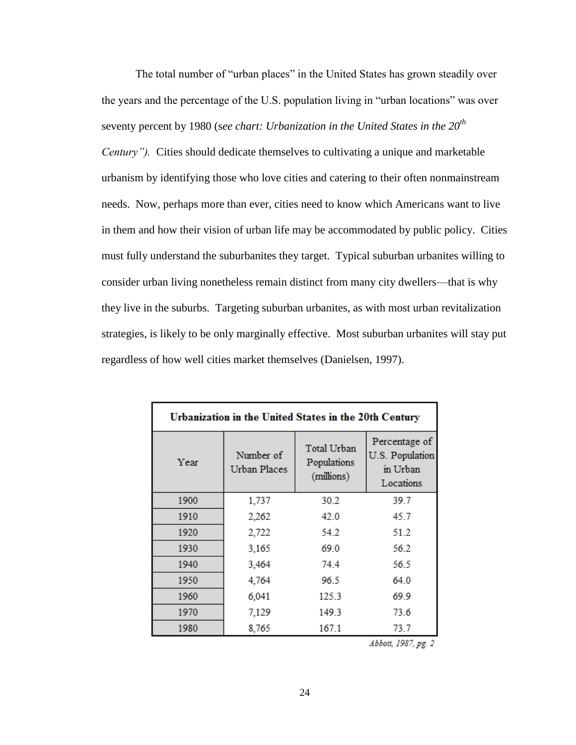The total number of “urban places” in the United States has grown steadily over the years and the percentage of the U.S. population living in “urban locations” was over seventy percent by 1980 (*see chart: Urbanization in the United States in the 20th Century”).* Cities should dedicate themselves to cultivating a unique and marketable urbanism by identifying those who love cities and catering to their often nonmainstream needs. Now, perhaps more than ever, cities need to know which Americans want to live in them and how their vision of urban life may be accommodated by public policy. Cities must fully understand the suburbanites they target. Typical suburban urbanites willing to consider urban living nonetheless remain distinct from many city dwellers—that is why they live in the suburbs. Targeting suburban urbanites, as with most urban revitalization strategies, is likely to be only marginally effective. Most suburban urbanites will stay put regardless of how well cities market themselves (Danielsen, 1997).

**Urbanization in the United States in the 20th Century**

| Year | Number of Urban Places | Total Urban Populations (millions) | Percentage of U.S. Population in Urban Locations |
|---|---|---|---|
| 1900 | 1,737 | 30.2 | 39.7 |
| 1910 | 2,262 | 42.0 | 45.7 |
| 1920 | 2,722 | 54.2 | 51.2 |
| 1930 | 3,165 | 69.0 | 56.2 |
| 1940 | 3,464 | 74.4 | 56.5 |
| 1950 | 4,764 | 96.5 | 64.0 |
| 1960 | 6,041 | 125.3 | 69.9 |
| 1970 | 7,129 | 149.3 | 73.6 |
| 1980 | 8,765 | 167.1 | 73.7 |

*Abbott, 1987, pg. 2*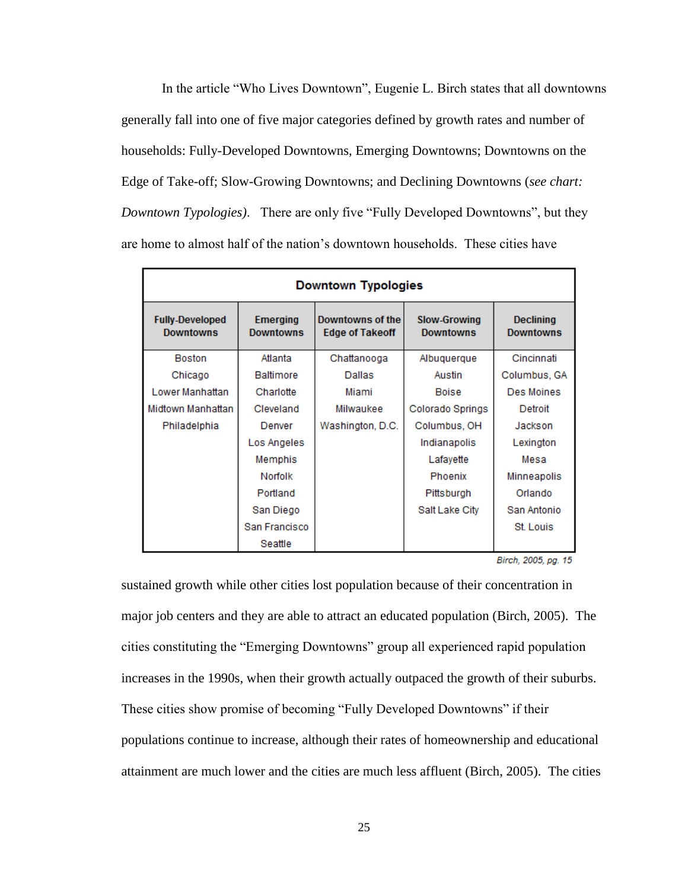In the article "Who Lives Downtown", Eugenie L. Birch states that all downtowns generally fall into one of five major categories defined by growth rates and number of households: Fully-Developed Downtowns, Emerging Downtowns; Downtowns on the Edge of Take-off; Slow-Growing Downtowns; and Declining Downtowns (*see chart: Downtown Typologies)*. There are only five "Fully Developed Downtowns", but they are home to almost half of the nation's downtown households. These cities have

**Downtown Typologies**

| Fully-Developed Downtowns | Emerging Downtowns | Downtowns of the Edge of Takeoff | Slow-Growing Downtowns | Declining Downtowns |
|---|---|---|---|---|
| Boston | Atlanta | Chattanooga | Albuquerque | Cincinnati |
| Chicago | Baltimore | Dallas | Austin | Columbus, GA |
| Lower Manhattan | Charlotte | Miami | Boise | Des Moines |
| Midtown Manhattan | Cleveland | Milwaukee | Colorado Springs | Detroit |
| Philadelphia | Denver | Washington, D.C. | Columbus, OH | Jackson |
| | Los Angeles | | Indianapolis | Lexington |
| | Memphis | | Lafayette | Mesa |
| | Norfolk | | Phoenix | Minneapolis |
| | Portland | | Pittsburgh | Orlando |
| | San Diego | | Salt Lake City | San Antonio |
| | San Francisco | | | St. Louis |
| | Seattle | | | |

*Birch, 2005, pg. 15*

sustained growth while other cities lost population because of their concentration in major job centers and they are able to attract an educated population (Birch, 2005). The cities constituting the "Emerging Downtowns" group all experienced rapid population increases in the 1990s, when their growth actually outpaced the growth of their suburbs. These cities show promise of becoming "Fully Developed Downtowns" if their populations continue to increase, although their rates of homeownership and educational attainment are much lower and the cities are much less affluent (Birch, 2005). The cities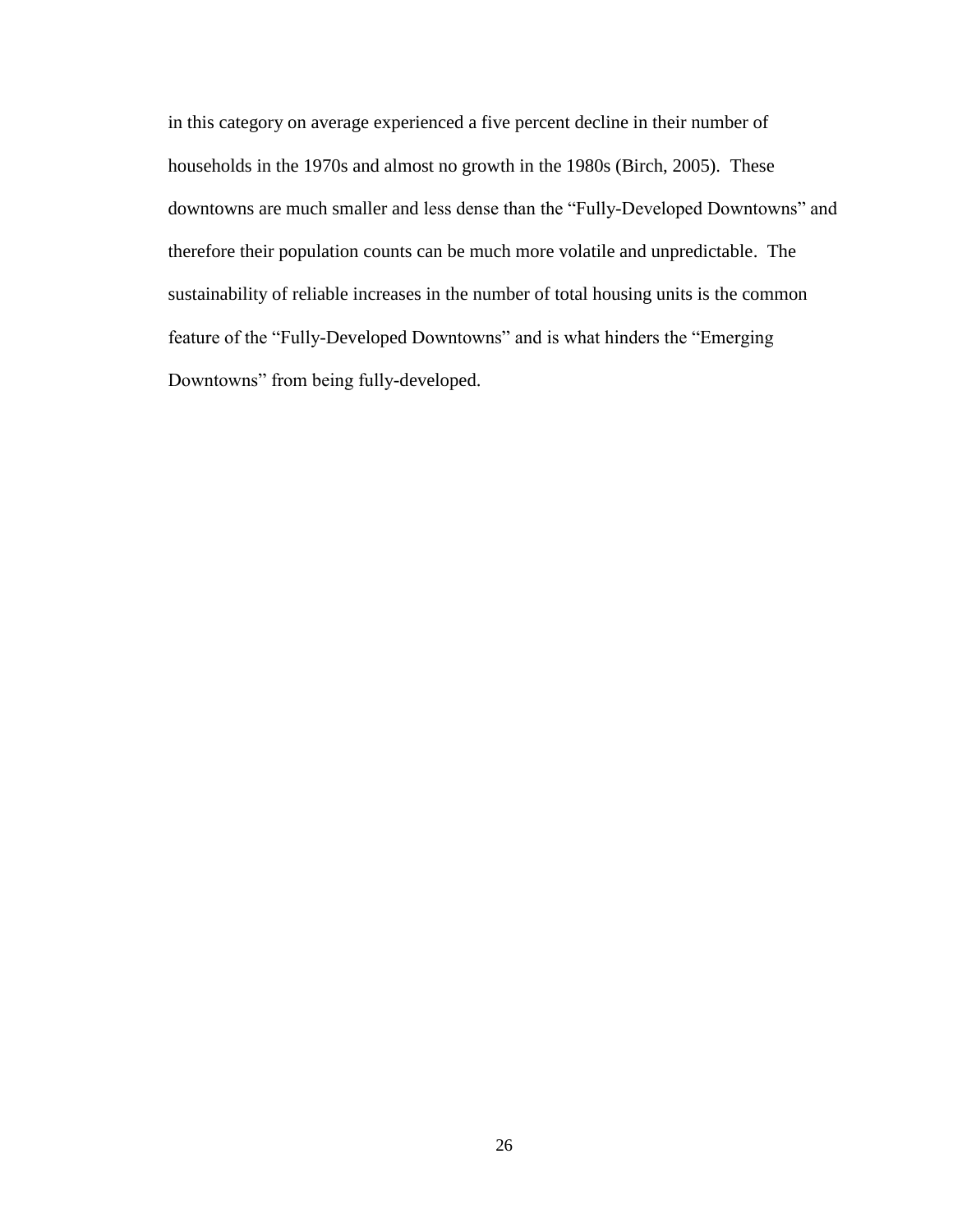in this category on average experienced a five percent decline in their number of households in the 1970s and almost no growth in the 1980s (Birch, 2005).  These downtowns are much smaller and less dense than the "Fully-Developed Downtowns" and therefore their population counts can be much more volatile and unpredictable.  The sustainability of reliable increases in the number of total housing units is the common feature of the "Fully-Developed Downtowns" and is what hinders the "Emerging Downtowns" from being fully-developed.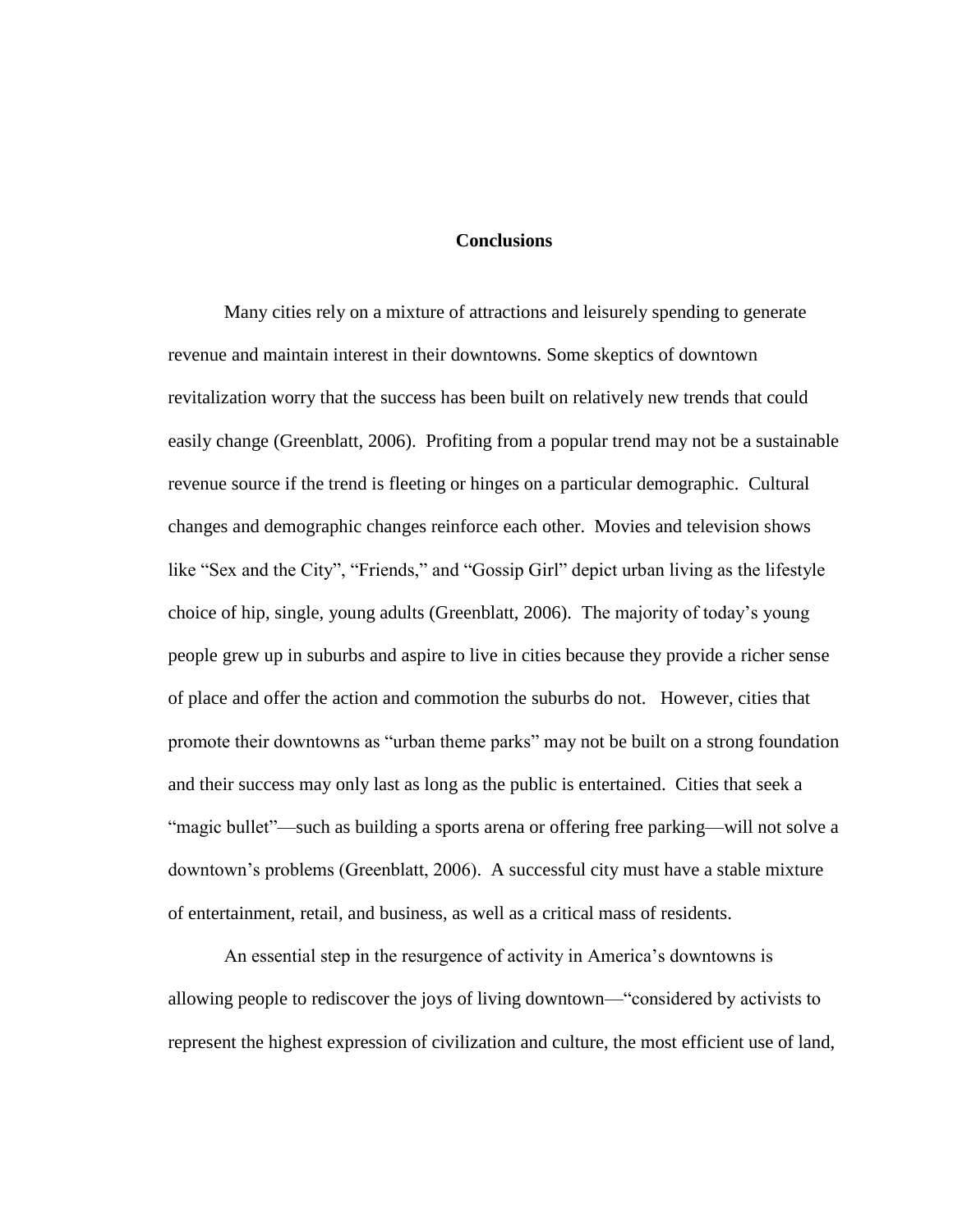## Conclusions

Many cities rely on a mixture of attractions and leisurely spending to generate revenue and maintain interest in their downtowns. Some skeptics of downtown revitalization worry that the success has been built on relatively new trends that could easily change (Greenblatt, 2006). Profiting from a popular trend may not be a sustainable revenue source if the trend is fleeting or hinges on a particular demographic. Cultural changes and demographic changes reinforce each other. Movies and television shows like "Sex and the City", "Friends," and "Gossip Girl" depict urban living as the lifestyle choice of hip, single, young adults (Greenblatt, 2006). The majority of today's young people grew up in suburbs and aspire to live in cities because they provide a richer sense of place and offer the action and commotion the suburbs do not. However, cities that promote their downtowns as "urban theme parks" may not be built on a strong foundation and their success may only last as long as the public is entertained. Cities that seek a "magic bullet"—such as building a sports arena or offering free parking—will not solve a downtown's problems (Greenblatt, 2006). A successful city must have a stable mixture of entertainment, retail, and business, as well as a critical mass of residents.

An essential step in the resurgence of activity in America's downtowns is allowing people to rediscover the joys of living downtown—"considered by activists to represent the highest expression of civilization and culture, the most efficient use of land,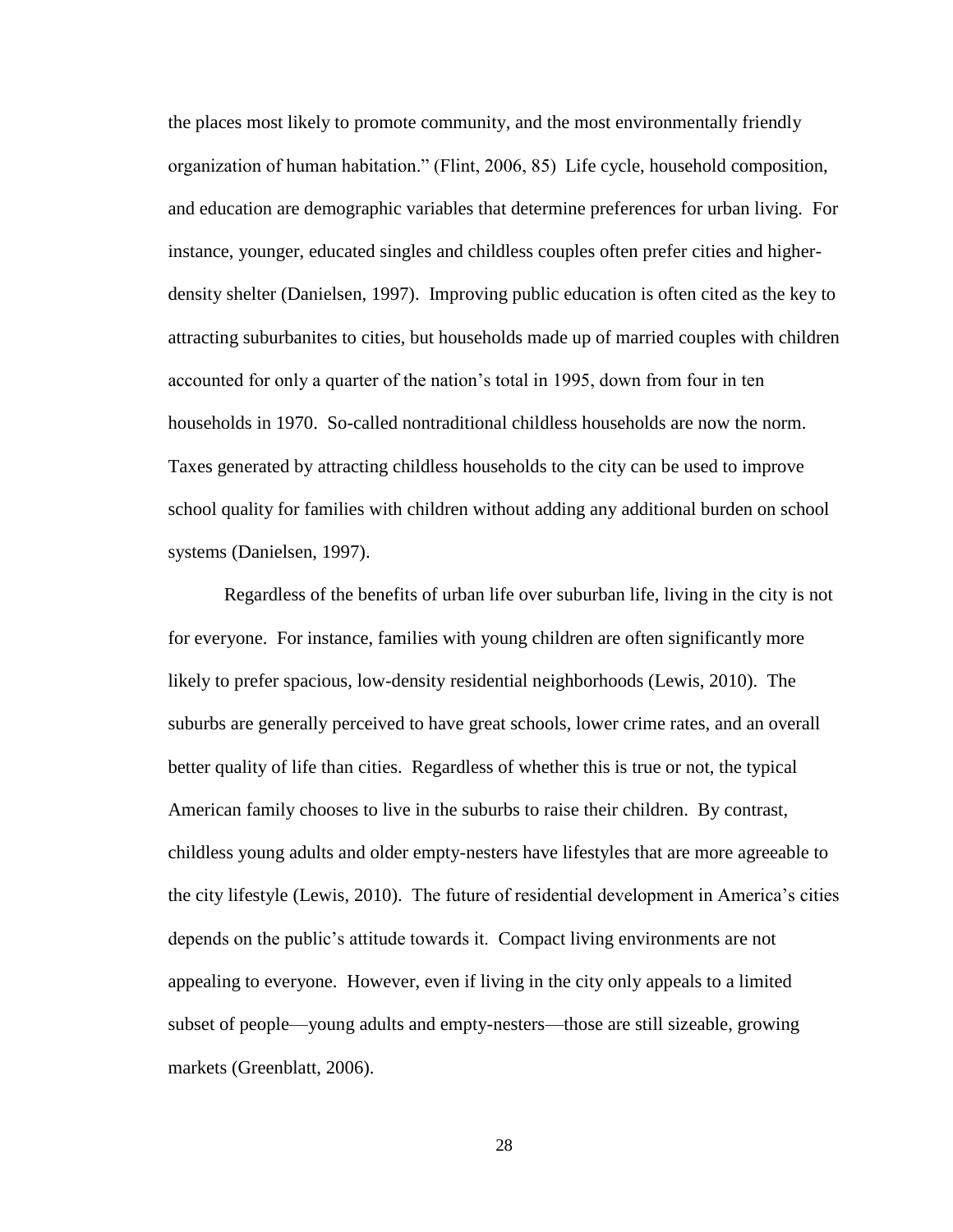the places most likely to promote community, and the most environmentally friendly organization of human habitation." (Flint, 2006, 85) Life cycle, household composition, and education are demographic variables that determine preferences for urban living. For instance, younger, educated singles and childless couples often prefer cities and higher-density shelter (Danielsen, 1997). Improving public education is often cited as the key to attracting suburbanites to cities, but households made up of married couples with children accounted for only a quarter of the nation's total in 1995, down from four in ten households in 1970. So-called nontraditional childless households are now the norm. Taxes generated by attracting childless households to the city can be used to improve school quality for families with children without adding any additional burden on school systems (Danielsen, 1997).

Regardless of the benefits of urban life over suburban life, living in the city is not for everyone. For instance, families with young children are often significantly more likely to prefer spacious, low-density residential neighborhoods (Lewis, 2010). The suburbs are generally perceived to have great schools, lower crime rates, and an overall better quality of life than cities. Regardless of whether this is true or not, the typical American family chooses to live in the suburbs to raise their children. By contrast, childless young adults and older empty-nesters have lifestyles that are more agreeable to the city lifestyle (Lewis, 2010). The future of residential development in America's cities depends on the public's attitude towards it. Compact living environments are not appealing to everyone. However, even if living in the city only appeals to a limited subset of people—young adults and empty-nesters—those are still sizeable, growing markets (Greenblatt, 2006).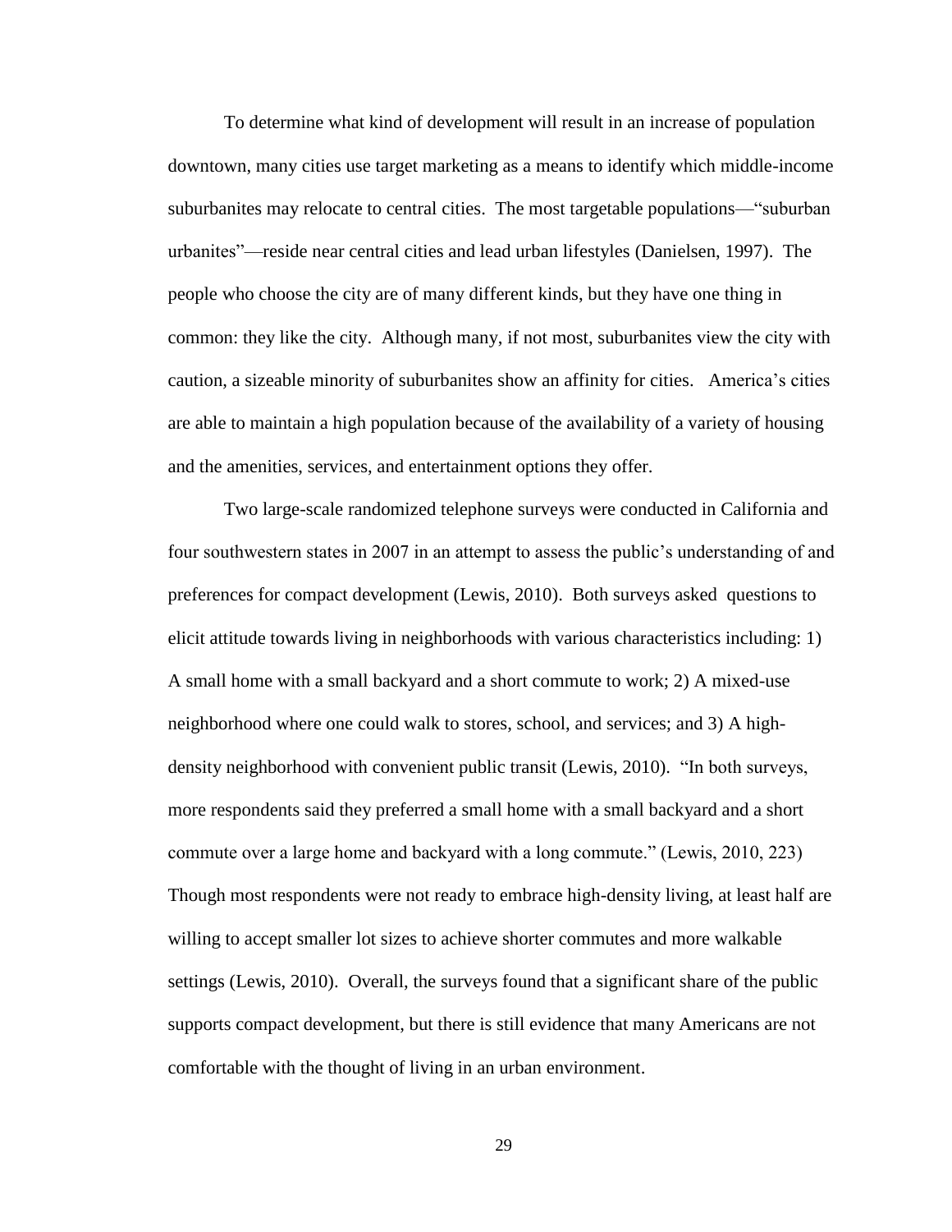To determine what kind of development will result in an increase of population downtown, many cities use target marketing as a means to identify which middle-income suburbanites may relocate to central cities. The most targetable populations—"suburban urbanites"—reside near central cities and lead urban lifestyles (Danielsen, 1997). The people who choose the city are of many different kinds, but they have one thing in common: they like the city. Although many, if not most, suburbanites view the city with caution, a sizeable minority of suburbanites show an affinity for cities. America's cities are able to maintain a high population because of the availability of a variety of housing and the amenities, services, and entertainment options they offer.

Two large-scale randomized telephone surveys were conducted in California and four southwestern states in 2007 in an attempt to assess the public's understanding of and preferences for compact development (Lewis, 2010). Both surveys asked questions to elicit attitude towards living in neighborhoods with various characteristics including: 1) A small home with a small backyard and a short commute to work; 2) A mixed-use neighborhood where one could walk to stores, school, and services; and 3) A high-density neighborhood with convenient public transit (Lewis, 2010). "In both surveys, more respondents said they preferred a small home with a small backyard and a short commute over a large home and backyard with a long commute." (Lewis, 2010, 223) Though most respondents were not ready to embrace high-density living, at least half are willing to accept smaller lot sizes to achieve shorter commutes and more walkable settings (Lewis, 2010). Overall, the surveys found that a significant share of the public supports compact development, but there is still evidence that many Americans are not comfortable with the thought of living in an urban environment.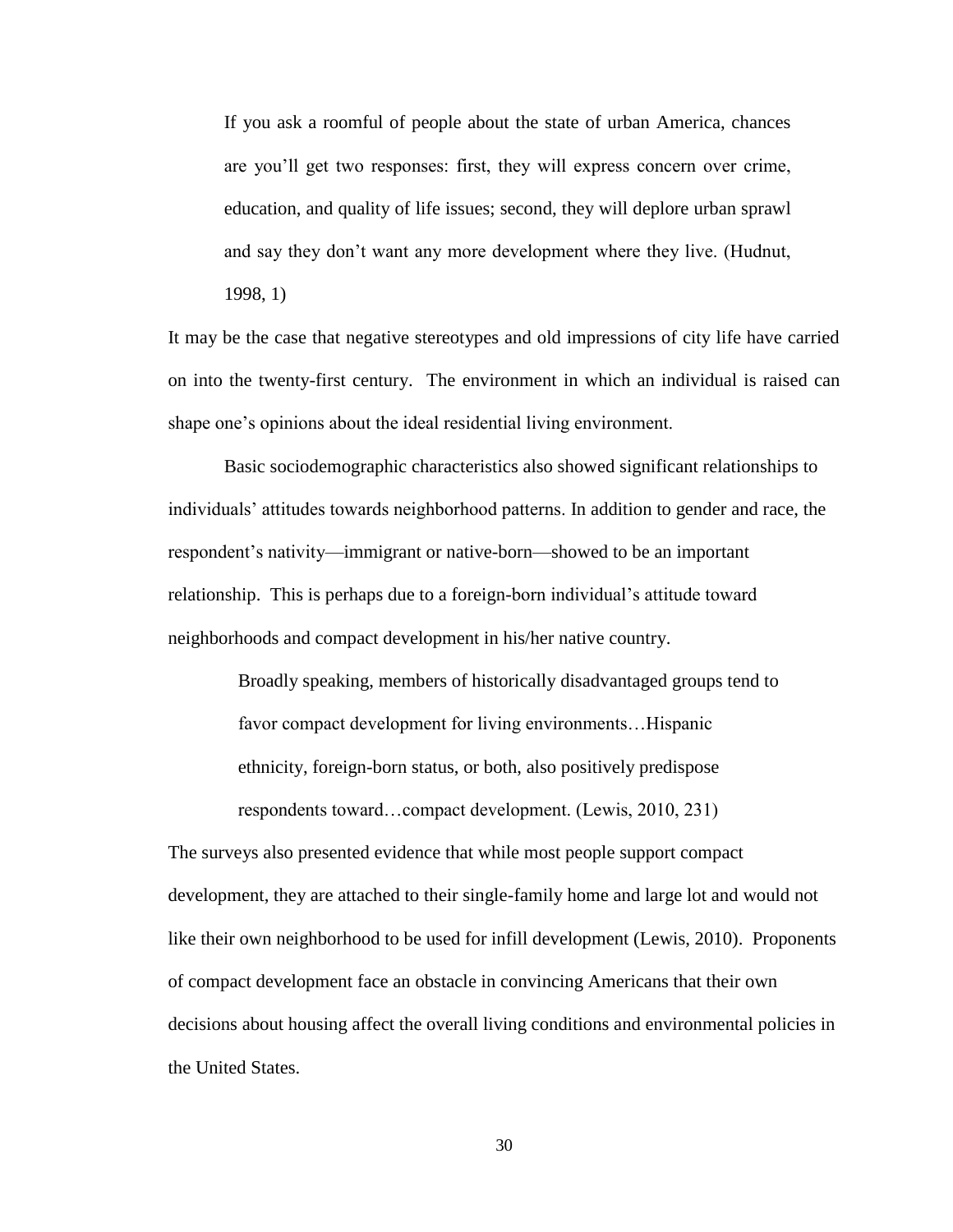> If you ask a roomful of people about the state of urban America, chances are you'll get two responses: first, they will express concern over crime, education, and quality of life issues; second, they will deplore urban sprawl and say they don't want any more development where they live. (Hudnut, 1998, 1)

It may be the case that negative stereotypes and old impressions of city life have carried on into the twenty-first century. The environment in which an individual is raised can shape one's opinions about the ideal residential living environment.

Basic sociodemographic characteristics also showed significant relationships to individuals' attitudes towards neighborhood patterns. In addition to gender and race, the respondent's nativity—immigrant or native-born—showed to be an important relationship. This is perhaps due to a foreign-born individual's attitude toward neighborhoods and compact development in his/her native country.

> Broadly speaking, members of historically disadvantaged groups tend to favor compact development for living environments…Hispanic ethnicity, foreign-born status, or both, also positively predispose respondents toward…compact development. (Lewis, 2010, 231)

The surveys also presented evidence that while most people support compact development, they are attached to their single-family home and large lot and would not like their own neighborhood to be used for infill development (Lewis, 2010). Proponents of compact development face an obstacle in convincing Americans that their own decisions about housing affect the overall living conditions and environmental policies in the United States.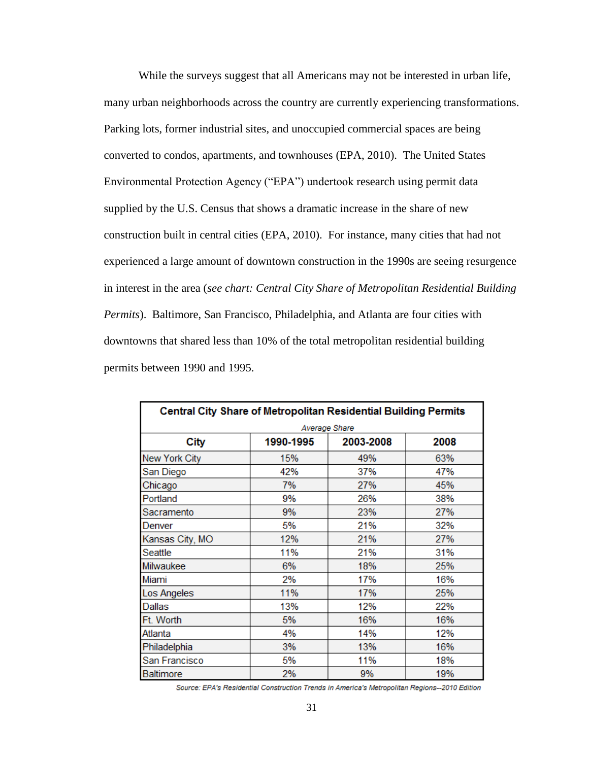While the surveys suggest that all Americans may not be interested in urban life, many urban neighborhoods across the country are currently experiencing transformations. Parking lots, former industrial sites, and unoccupied commercial spaces are being converted to condos, apartments, and townhouses (EPA, 2010). The United States Environmental Protection Agency ("EPA") undertook research using permit data supplied by the U.S. Census that shows a dramatic increase in the share of new construction built in central cities (EPA, 2010). For instance, many cities that had not experienced a large amount of downtown construction in the 1990s are seeing resurgence in interest in the area (*see chart: Central City Share of Metropolitan Residential Building Permits*). Baltimore, San Francisco, Philadelphia, and Atlanta are four cities with downtowns that shared less than 10% of the total metropolitan residential building permits between 1990 and 1995.

**Central City Share of Metropolitan Residential Building Permits**

| | *Average Share* | | |
|---|---|---|---|
| **City** | **1990-1995** | **2003-2008** | **2008** |
| New York City | 15% | 49% | 63% |
| San Diego | 42% | 37% | 47% |
| Chicago | 7% | 27% | 45% |
| Portland | 9% | 26% | 38% |
| Sacramento | 9% | 23% | 27% |
| Denver | 5% | 21% | 32% |
| Kansas City, MO | 12% | 21% | 27% |
| Seattle | 11% | 21% | 31% |
| Milwaukee | 6% | 18% | 25% |
| Miami | 2% | 17% | 16% |
| Los Angeles | 11% | 17% | 25% |
| Dallas | 13% | 12% | 22% |
| Ft. Worth | 5% | 16% | 16% |
| Atlanta | 4% | 14% | 12% |
| Philadelphia | 3% | 13% | 16% |
| San Francisco | 5% | 11% | 18% |
| Baltimore | 2% | 9% | 19% |

*Source: EPA's Residential Construction Trends in America's Metropolitan Regions--2010 Edition*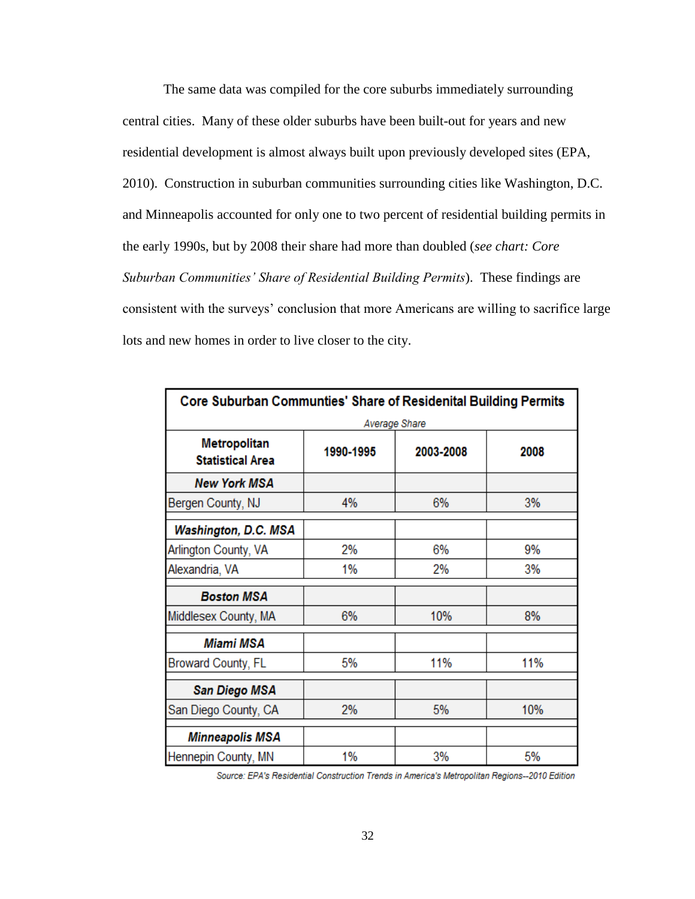The same data was compiled for the core suburbs immediately surrounding central cities. Many of these older suburbs have been built-out for years and new residential development is almost always built upon previously developed sites (EPA, 2010). Construction in suburban communities surrounding cities like Washington, D.C. and Minneapolis accounted for only one to two percent of residential building permits in the early 1990s, but by 2008 their share had more than doubled (*see chart: Core Suburban Communities' Share of Residential Building Permits*). These findings are consistent with the surveys' conclusion that more Americans are willing to sacrifice large lots and new homes in order to live closer to the city.

**Core Suburban Communties' Share of Residenital Building Permits**

*Average Share*

| Metropolitan Statistical Area | 1990-1995 | 2003-2008 | 2008 |
|---|---|---|---|
| ***New York MSA*** | | | |
| Bergen County, NJ | 4% | 6% | 3% |
| ***Washington, D.C. MSA*** | | | |
| Arlington County, VA | 2% | 6% | 9% |
| Alexandria, VA | 1% | 2% | 3% |
| ***Boston MSA*** | | | |
| Middlesex County, MA | 6% | 10% | 8% |
| ***Miami MSA*** | | | |
| Broward County, FL | 5% | 11% | 11% |
| ***San Diego MSA*** | | | |
| San Diego County, CA | 2% | 5% | 10% |
| ***Minneapolis MSA*** | | | |
| Hennepin County, MN | 1% | 3% | 5% |

*Source: EPA's Residential Construction Trends in America's Metropolitan Regions--2010 Edition*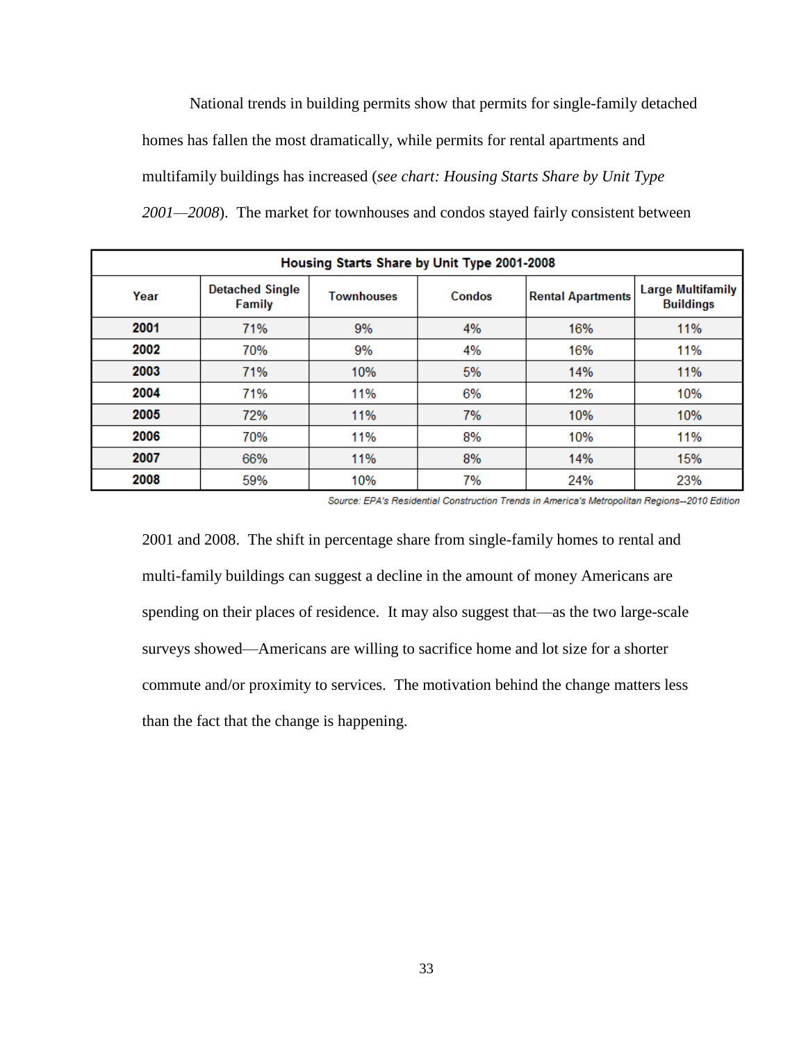National trends in building permits show that permits for single-family detached homes has fallen the most dramatically, while permits for rental apartments and multifamily buildings has increased (*see chart: Housing Starts Share by Unit Type 2001—2008*). The market for townhouses and condos stayed fairly consistent between

| Housing Starts Share by Unit Type 2001-2008 | | | | | |
|---|---|---|---|---|---|
| **Year** | **Detached Single Family** | **Townhouses** | **Condos** | **Rental Apartments** | **Large Multifamily Buildings** |
| **2001** | 71% | 9% | 4% | 16% | 11% |
| **2002** | 70% | 9% | 4% | 16% | 11% |
| **2003** | 71% | 10% | 5% | 14% | 11% |
| **2004** | 71% | 11% | 6% | 12% | 10% |
| **2005** | 72% | 11% | 7% | 10% | 10% |
| **2006** | 70% | 11% | 8% | 10% | 11% |
| **2007** | 66% | 11% | 8% | 14% | 15% |
| **2008** | 59% | 10% | 7% | 24% | 23% |

*Source: EPA's Residential Construction Trends in America's Metropolitan Regions--2010 Edition*

2001 and 2008. The shift in percentage share from single-family homes to rental and multi-family buildings can suggest a decline in the amount of money Americans are spending on their places of residence. It may also suggest that—as the two large-scale surveys showed—Americans are willing to sacrifice home and lot size for a shorter commute and/or proximity to services. The motivation behind the change matters less than the fact that the change is happening.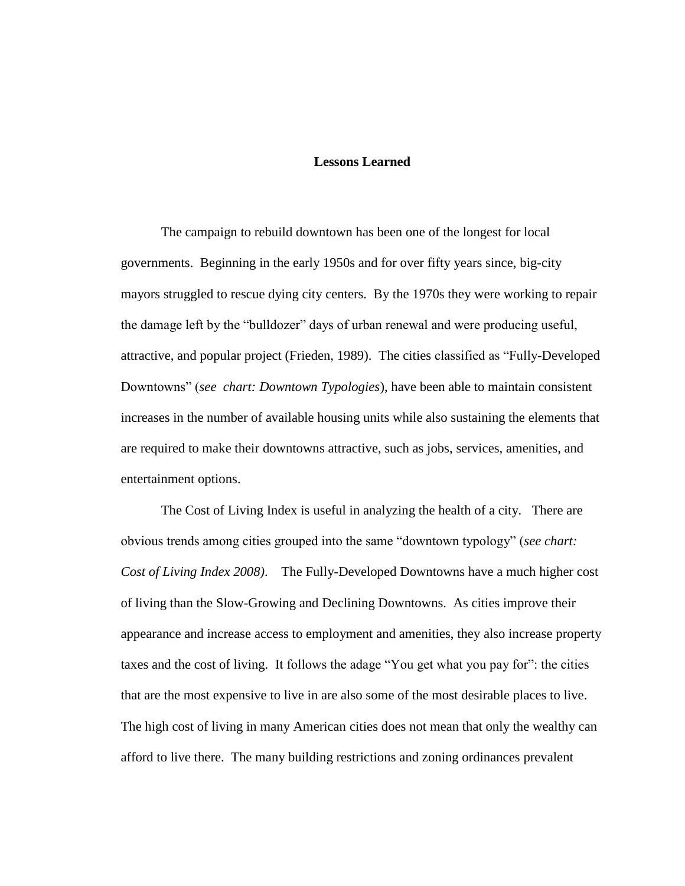## Lessons Learned

The campaign to rebuild downtown has been one of the longest for local governments. Beginning in the early 1950s and for over fifty years since, big-city mayors struggled to rescue dying city centers. By the 1970s they were working to repair the damage left by the "bulldozer" days of urban renewal and were producing useful, attractive, and popular project (Frieden, 1989). The cities classified as "Fully-Developed Downtowns" (*see chart: Downtown Typologies*), have been able to maintain consistent increases in the number of available housing units while also sustaining the elements that are required to make their downtowns attractive, such as jobs, services, amenities, and entertainment options.

The Cost of Living Index is useful in analyzing the health of a city. There are obvious trends among cities grouped into the same "downtown typology" (*see chart: Cost of Living Index 2008)*. The Fully-Developed Downtowns have a much higher cost of living than the Slow-Growing and Declining Downtowns. As cities improve their appearance and increase access to employment and amenities, they also increase property taxes and the cost of living. It follows the adage "You get what you pay for": the cities that are the most expensive to live in are also some of the most desirable places to live. The high cost of living in many American cities does not mean that only the wealthy can afford to live there. The many building restrictions and zoning ordinances prevalent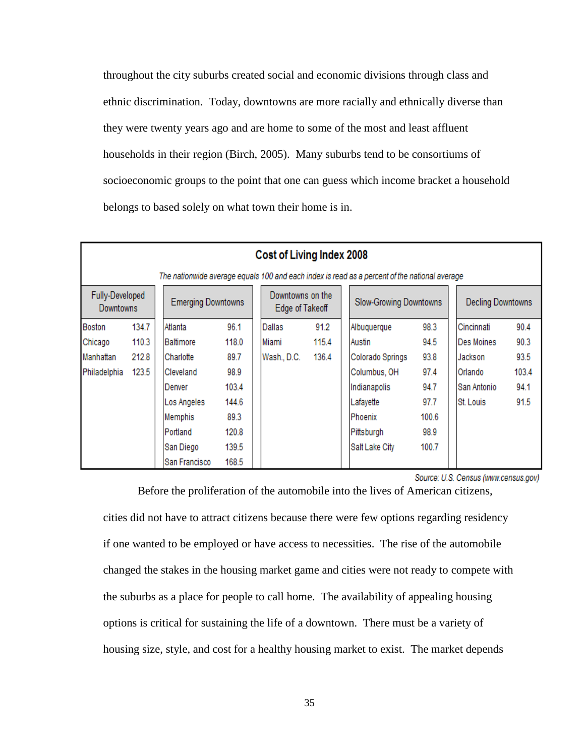throughout the city suburbs created social and economic divisions through class and ethnic discrimination. Today, downtowns are more racially and ethnically diverse than they were twenty years ago and are home to some of the most and least affluent households in their region (Birch, 2005). Many suburbs tend to be consortiums of socioeconomic groups to the point that one can guess which income bracket a household belongs to based solely on what town their home is in.

**Cost of Living Index 2008**

*The nationwide average equals 100 and each index is read as a percent of the national average*

| Fully-Developed Downtowns | | Emerging Downtowns | | Downtowns on the Edge of Takeoff | | Slow-Growing Downtowns | | Decling Downtowns | |
|---|---|---|---|---|---|---|---|---|---|
| Boston | 134.7 | Atlanta | 96.1 | Dallas | 91.2 | Albuquerque | 98.3 | Cincinnati | 90.4 |
| Chicago | 110.3 | Baltimore | 118.0 | Miami | 115.4 | Austin | 94.5 | Des Moines | 90.3 |
| Manhattan | 212.8 | Charlotte | 89.7 | Wash., D.C. | 136.4 | Colorado Springs | 93.8 | Jackson | 93.5 |
| Philadelphia | 123.5 | Cleveland | 98.9 | | | Columbus, OH | 97.4 | Orlando | 103.4 |
| | | Denver | 103.4 | | | Indianapolis | 94.7 | San Antonio | 94.1 |
| | | Los Angeles | 144.6 | | | Lafayette | 97.7 | St. Louis | 91.5 |
| | | Memphis | 89.3 | | | Phoenix | 100.6 | | |
| | | Portland | 120.8 | | | Pittsburgh | 98.9 | | |
| | | San Diego | 139.5 | | | Salt Lake City | 100.7 | | |
| | | San Francisco | 168.5 | | | | | | |

*Source: U.S. Census (www.census.gov)*

Before the proliferation of the automobile into the lives of American citizens, cities did not have to attract citizens because there were few options regarding residency if one wanted to be employed or have access to necessities. The rise of the automobile changed the stakes in the housing market game and cities were not ready to compete with the suburbs as a place for people to call home. The availability of appealing housing options is critical for sustaining the life of a downtown. There must be a variety of housing size, style, and cost for a healthy housing market to exist. The market depends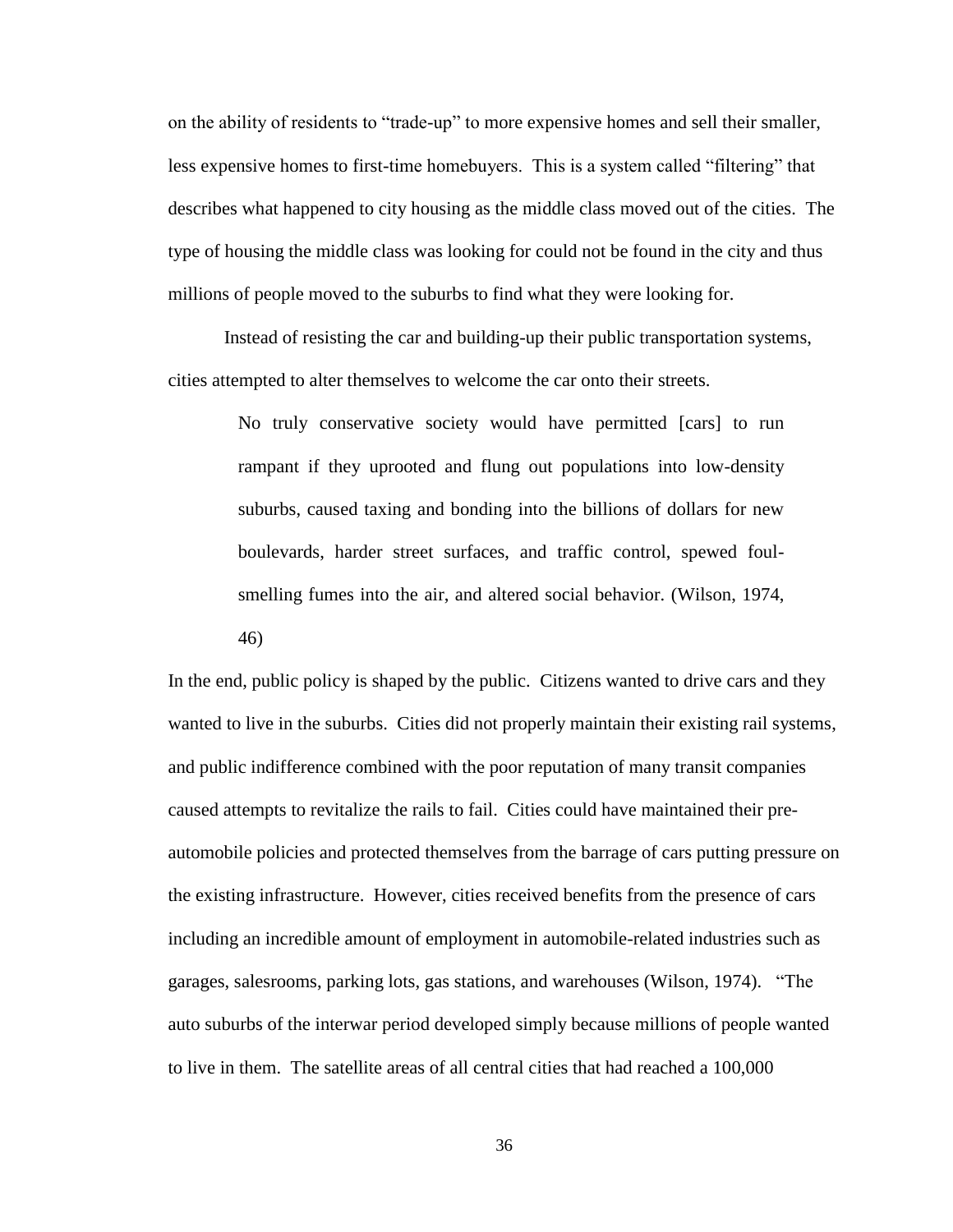on the ability of residents to "trade-up" to more expensive homes and sell their smaller, less expensive homes to first-time homebuyers. This is a system called "filtering" that describes what happened to city housing as the middle class moved out of the cities. The type of housing the middle class was looking for could not be found in the city and thus millions of people moved to the suburbs to find what they were looking for.

Instead of resisting the car and building-up their public transportation systems, cities attempted to alter themselves to welcome the car onto their streets.

> No truly conservative society would have permitted [cars] to run rampant if they uprooted and flung out populations into low-density suburbs, caused taxing and bonding into the billions of dollars for new boulevards, harder street surfaces, and traffic control, spewed foul-smelling fumes into the air, and altered social behavior. (Wilson, 1974, 46)

In the end, public policy is shaped by the public. Citizens wanted to drive cars and they wanted to live in the suburbs. Cities did not properly maintain their existing rail systems, and public indifference combined with the poor reputation of many transit companies caused attempts to revitalize the rails to fail. Cities could have maintained their pre-automobile policies and protected themselves from the barrage of cars putting pressure on the existing infrastructure. However, cities received benefits from the presence of cars including an incredible amount of employment in automobile-related industries such as garages, salesrooms, parking lots, gas stations, and warehouses (Wilson, 1974). "The auto suburbs of the interwar period developed simply because millions of people wanted to live in them. The satellite areas of all central cities that had reached a 100,000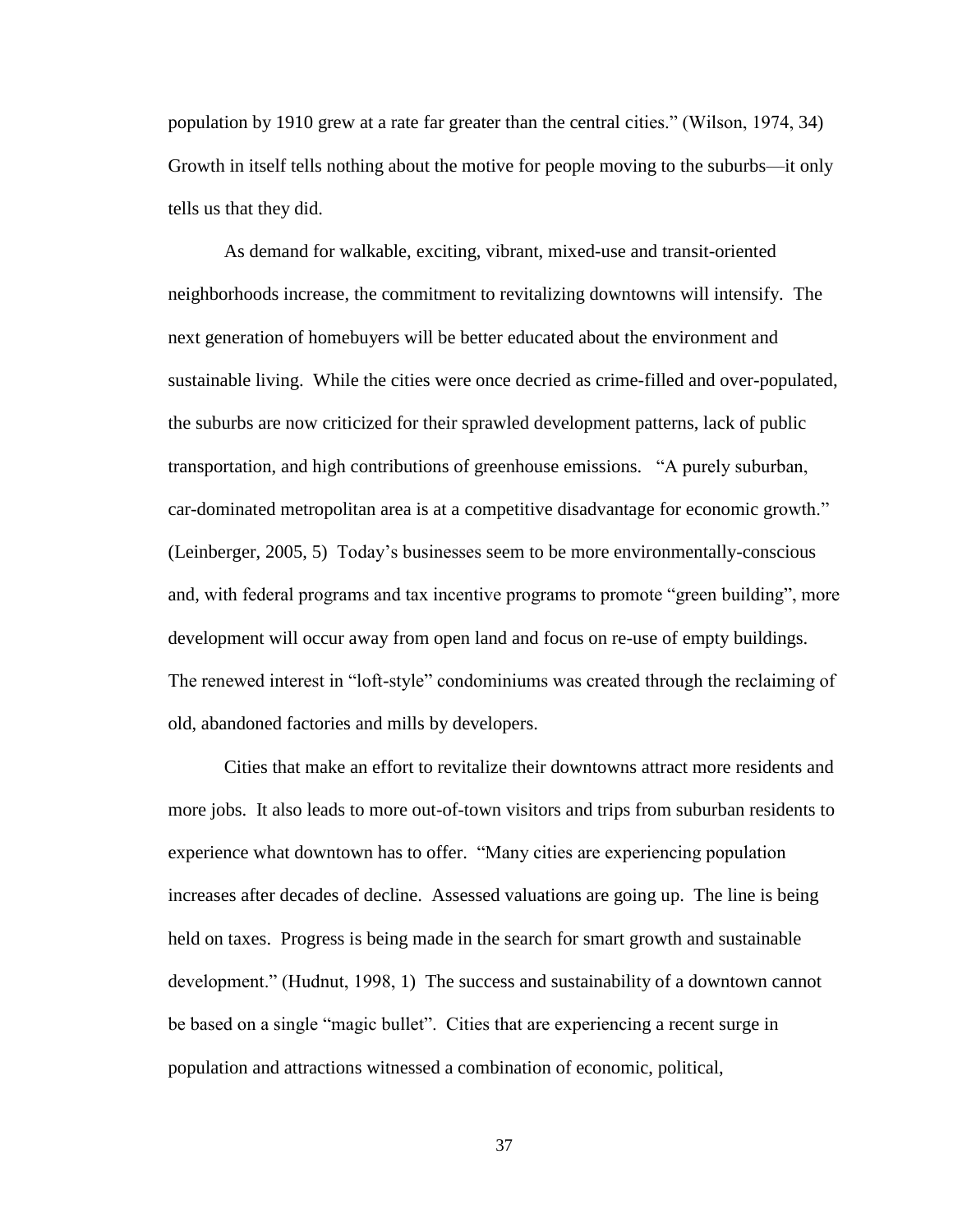population by 1910 grew at a rate far greater than the central cities." (Wilson, 1974, 34) Growth in itself tells nothing about the motive for people moving to the suburbs—it only tells us that they did.

As demand for walkable, exciting, vibrant, mixed-use and transit-oriented neighborhoods increase, the commitment to revitalizing downtowns will intensify. The next generation of homebuyers will be better educated about the environment and sustainable living. While the cities were once decried as crime-filled and over-populated, the suburbs are now criticized for their sprawled development patterns, lack of public transportation, and high contributions of greenhouse emissions. "A purely suburban, car-dominated metropolitan area is at a competitive disadvantage for economic growth." (Leinberger, 2005, 5) Today's businesses seem to be more environmentally-conscious and, with federal programs and tax incentive programs to promote "green building", more development will occur away from open land and focus on re-use of empty buildings. The renewed interest in "loft-style" condominiums was created through the reclaiming of old, abandoned factories and mills by developers.

Cities that make an effort to revitalize their downtowns attract more residents and more jobs. It also leads to more out-of-town visitors and trips from suburban residents to experience what downtown has to offer. "Many cities are experiencing population increases after decades of decline. Assessed valuations are going up. The line is being held on taxes. Progress is being made in the search for smart growth and sustainable development." (Hudnut, 1998, 1) The success and sustainability of a downtown cannot be based on a single "magic bullet". Cities that are experiencing a recent surge in population and attractions witnessed a combination of economic, political,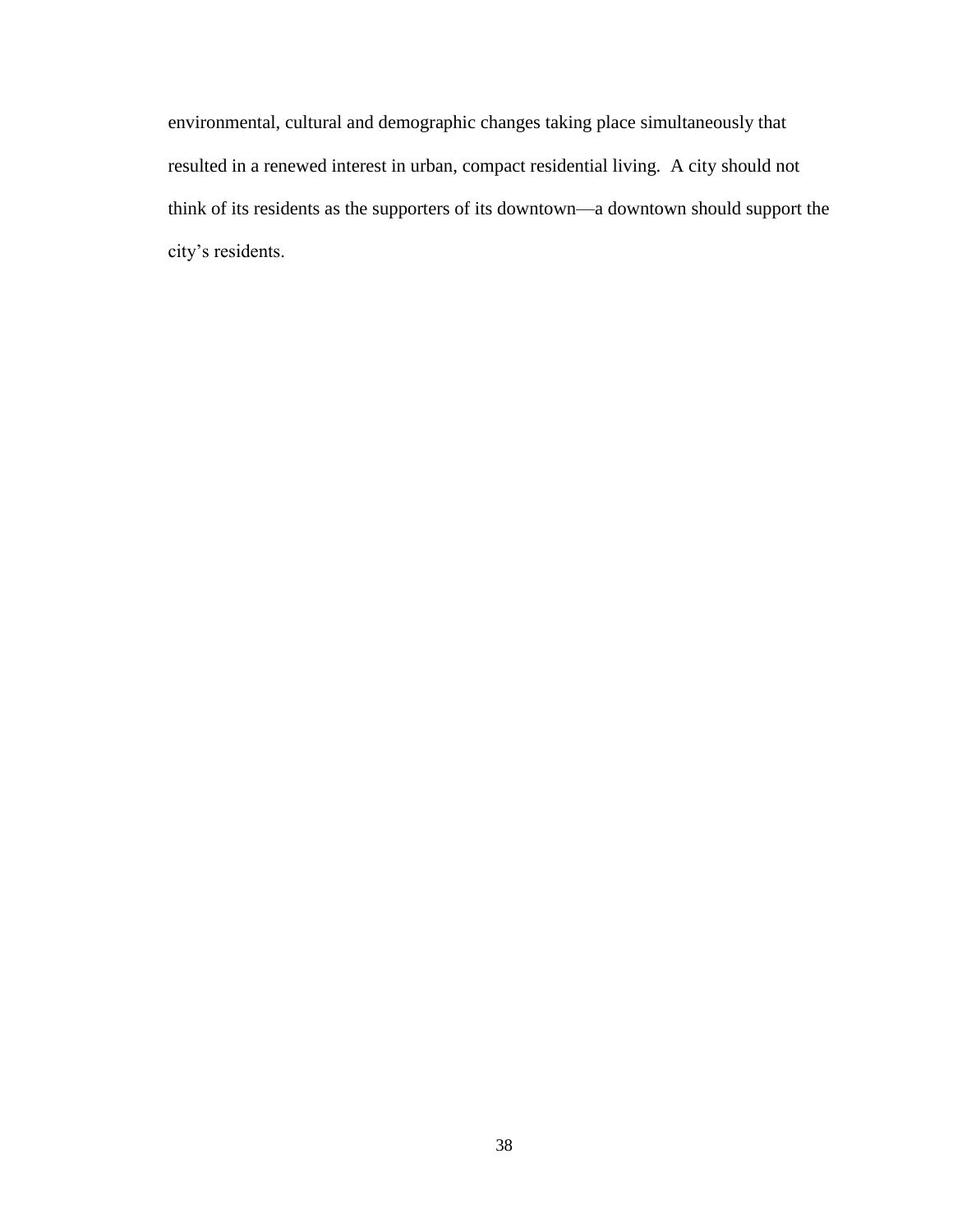environmental, cultural and demographic changes taking place simultaneously that resulted in a renewed interest in urban, compact residential living. A city should not think of its residents as the supporters of its downtown—a downtown should support the city's residents.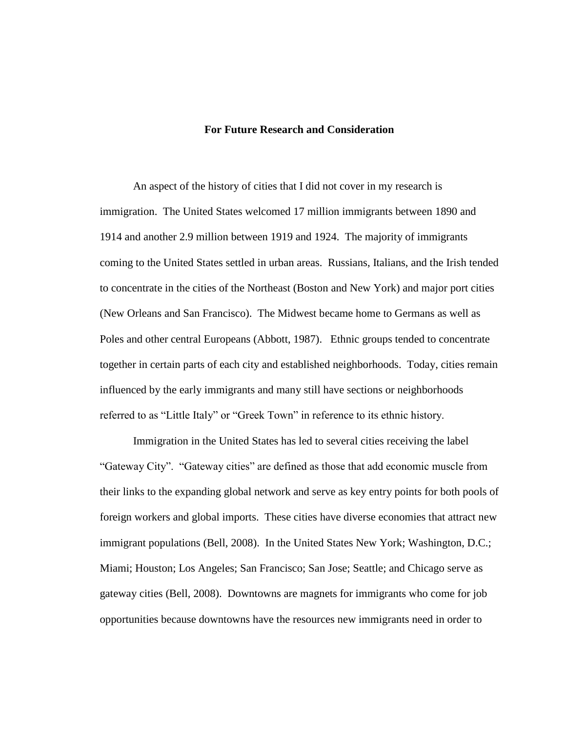## For Future Research and Consideration

An aspect of the history of cities that I did not cover in my research is immigration. The United States welcomed 17 million immigrants between 1890 and 1914 and another 2.9 million between 1919 and 1924. The majority of immigrants coming to the United States settled in urban areas. Russians, Italians, and the Irish tended to concentrate in the cities of the Northeast (Boston and New York) and major port cities (New Orleans and San Francisco). The Midwest became home to Germans as well as Poles and other central Europeans (Abbott, 1987). Ethnic groups tended to concentrate together in certain parts of each city and established neighborhoods. Today, cities remain influenced by the early immigrants and many still have sections or neighborhoods referred to as "Little Italy" or "Greek Town" in reference to its ethnic history.

Immigration in the United States has led to several cities receiving the label "Gateway City". "Gateway cities" are defined as those that add economic muscle from their links to the expanding global network and serve as key entry points for both pools of foreign workers and global imports. These cities have diverse economies that attract new immigrant populations (Bell, 2008). In the United States New York; Washington, D.C.; Miami; Houston; Los Angeles; San Francisco; San Jose; Seattle; and Chicago serve as gateway cities (Bell, 2008). Downtowns are magnets for immigrants who come for job opportunities because downtowns have the resources new immigrants need in order to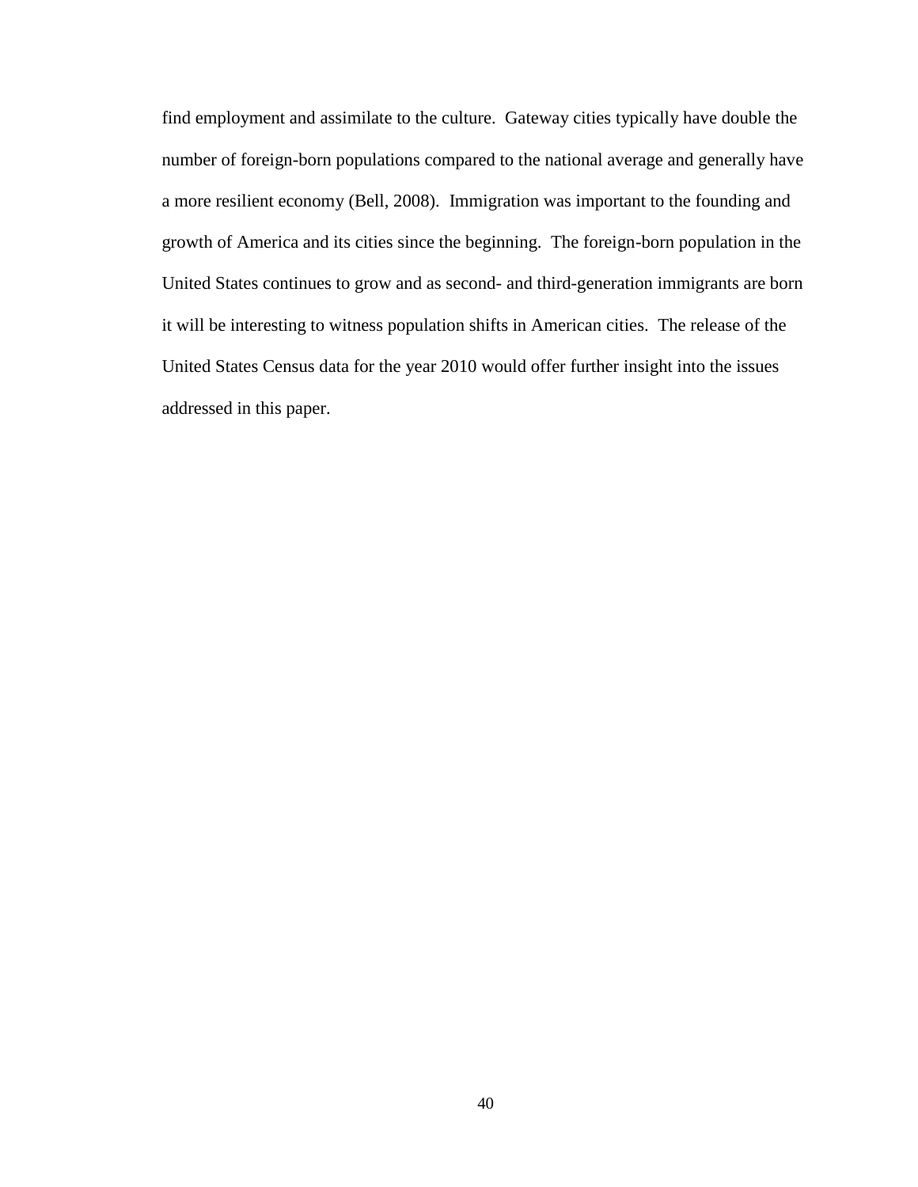find employment and assimilate to the culture. Gateway cities typically have double the number of foreign-born populations compared to the national average and generally have a more resilient economy (Bell, 2008). Immigration was important to the founding and growth of America and its cities since the beginning. The foreign-born population in the United States continues to grow and as second- and third-generation immigrants are born it will be interesting to witness population shifts in American cities. The release of the United States Census data for the year 2010 would offer further insight into the issues addressed in this paper.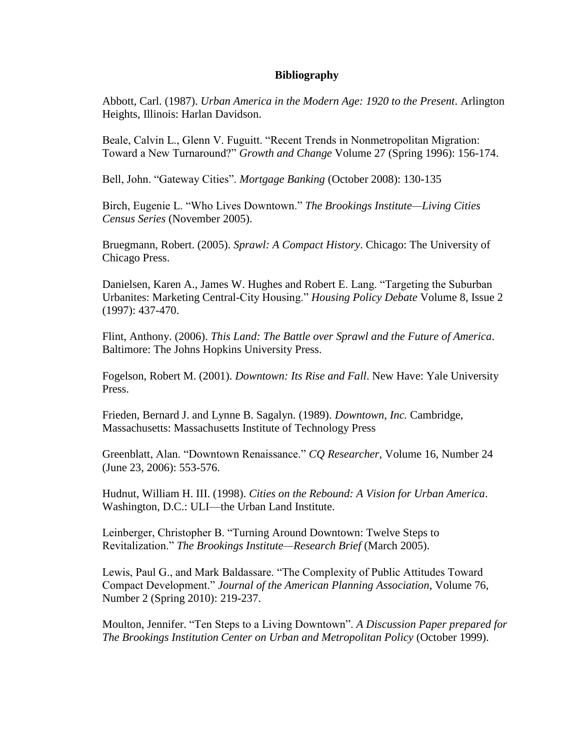**Bibliography**

Abbott, Carl. (1987). *Urban America in the Modern Age: 1920 to the Present*. Arlington Heights, Illinois: Harlan Davidson.

Beale, Calvin L., Glenn V. Fuguitt. "Recent Trends in Nonmetropolitan Migration: Toward a New Turnaround?" *Growth and Change* Volume 27 (Spring 1996): 156-174.

Bell, John. "Gateway Cities". *Mortgage Banking* (October 2008): 130-135

Birch, Eugenie L. "Who Lives Downtown." *The Brookings Institute—Living Cities Census Series* (November 2005).

Bruegmann, Robert. (2005). *Sprawl: A Compact History*. Chicago: The University of Chicago Press.

Danielsen, Karen A., James W. Hughes and Robert E. Lang. "Targeting the Suburban Urbanites: Marketing Central-City Housing." *Housing Policy Debate* Volume 8, Issue 2 (1997): 437-470.

Flint, Anthony. (2006). *This Land: The Battle over Sprawl and the Future of America*. Baltimore: The Johns Hopkins University Press.

Fogelson, Robert M. (2001). *Downtown: Its Rise and Fall*. New Have: Yale University Press.

Frieden, Bernard J. and Lynne B. Sagalyn. (1989). *Downtown, Inc.* Cambridge, Massachusetts: Massachusetts Institute of Technology Press

Greenblatt, Alan. "Downtown Renaissance." *CQ Researcher*, Volume 16, Number 24 (June 23, 2006): 553-576.

Hudnut, William H. III. (1998). *Cities on the Rebound: A Vision for Urban America*. Washington, D.C.: ULI—the Urban Land Institute.

Leinberger, Christopher B. "Turning Around Downtown: Twelve Steps to Revitalization." *The Brookings Institute—Research Brief* (March 2005).

Lewis, Paul G., and Mark Baldassare. "The Complexity of Public Attitudes Toward Compact Development." *Journal of the American Planning Association*, Volume 76, Number 2 (Spring 2010): 219-237.

Moulton, Jennifer. "Ten Steps to a Living Downtown". *A Discussion Paper prepared for The Brookings Institution Center on Urban and Metropolitan Policy* (October 1999).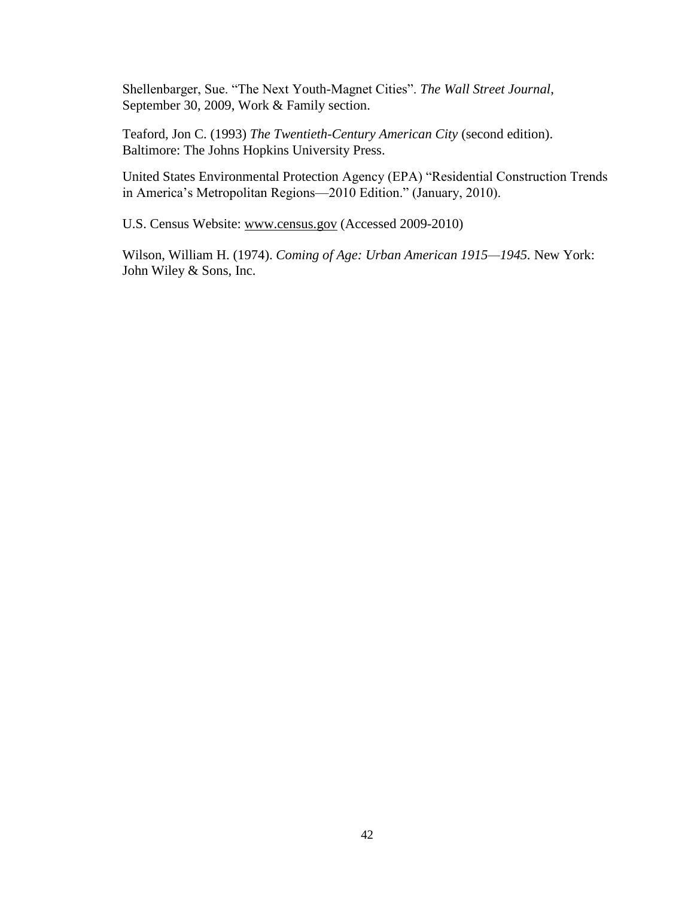Shellenbarger, Sue. "The Next Youth-Magnet Cities". *The Wall Street Journal*, September 30, 2009, Work & Family section.

Teaford, Jon C. (1993) *The Twentieth-Century American City* (second edition). Baltimore: The Johns Hopkins University Press.

United States Environmental Protection Agency (EPA) "Residential Construction Trends in America's Metropolitan Regions—2010 Edition." (January, 2010).

U.S. Census Website: www.census.gov (Accessed 2009-2010)

Wilson, William H. (1974). *Coming of Age: Urban American 1915—1945.* New York: John Wiley & Sons, Inc.